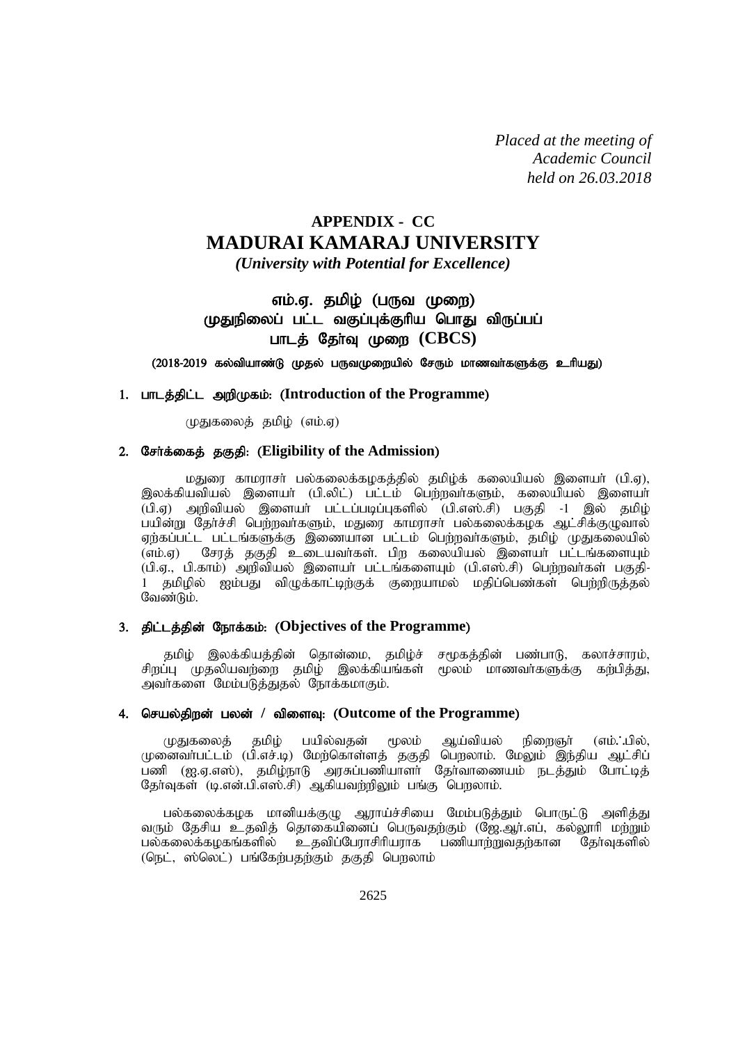*Placed at the meeting of Academic Council held on 26.03.2018*

# APPENDIX - CC
# MADURAI KAMARAJ UNIVERSITY
*(University with Potential for Excellence)*

## எம்.ஏ. தமிழ் (பருவ முறை)
## முதுநிலைப் பட்ட வகுப்புக்குரிய பொது விருப்பப் பாடத் தேர்வு முறை (CBCS)

(2018-2019 கல்வியாண்டு முதல் பருவமுறையில் சேரும் மாணவர்களுக்கு உரியது)

### 1. பாடத்திட்ட அறிமுகம்: (Introduction of the Programme)

முதுகலைத் தமிழ் (எம்.ஏ)

### 2. சேர்க்கைத் தகுதி: (Eligibility of the Admission)

மதுரை காமராசர் பல்கலைக்கழகத்தில் தமிழ்க் கலையியல் இளையர் (பி.ஏ), இலக்கியவியல் இளையர் (பி.லிட்) பட்டம் பெற்றவர்களும், கலையியல் இளையர் (பி.ஏ) அறிவியல் இளையர் பட்டப்படிப்புகளில் (பி.எஸ்.சி) பகுதி -1 இல் தமிழ் பயின்று தேர்ச்சி பெற்றவர்களும், மதுரை காமராசர் பல்கலைக்கழக ஆட்சிக்குழுவால் ஏற்கப்பட்ட பட்டங்களுக்கு இணையான பட்டம் பெற்றவர்களும், தமிழ் முதுகலையில் (எம்.ஏ) சேரத் தகுதி உடையவர்கள். பிற கலையியல் இளையர் பட்டங்களையும் (பி.ஏ., பி.காம்) அறிவியல் இளையர் பட்டங்களையும் (பி.எஸ்.சி) பெற்றவர்கள் பகுதி-1 தமிழில் ஐம்பது விழுக்காட்டிற்குக் குறையாமல் மதிப்பெண்கள் பெற்றிருத்தல் வேண்டும்.

### 3. திட்டத்தின் நோக்கம்: (Objectives of the Programme)

தமிழ் இலக்கியத்தின் தொன்மை, தமிழ்ச் சமூகத்தின் பண்பாடு, கலாச்சாரம், சிறப்பு முதலியவற்றை தமிழ் இலக்கியங்கள் மூலம் மாணவர்களுக்கு கற்பித்து, அவர்களை மேம்படுத்துதல் நோக்கமாகும்.

### 4. செயல்திறன் பலன் / விளைவு: (Outcome of the Programme)

முதுகலைத் தமிழ் பயில்வதன் மூலம் ஆய்வியல் நிறைஞர் (எம்.ஃபில், முனைவர்பட்டம் (பி.எச்.டி) மேற்கொள்ளத் தகுதி பெறலாம். மேலும் இந்திய ஆட்சிப் பணி (ஐ.ஏ.எஸ்), தமிழ்நாடு அரசுப்பணியாளர் தேர்வாணையம் நடத்தும் போட்டித் தேர்வுகள் (டி.என்.பி.எஸ்.சி) ஆகியவற்றிலும் பங்கு பெறலாம்.

பல்கலைக்கழக மானியக்குழு ஆராய்ச்சியை மேம்படுத்தும் பொருட்டு அளித்து வரும் தேசிய உதவித் தொகையினைப் பெருவதற்கும் (ஜே.ஆர்.எப், கல்லூரி மற்றும் பல்கலைக்கழகங்களில் உதவிப்பேராசிரியராக பணியாற்றுவதற்கான தேர்வுகளில் (நெட், ஸ்லெட்) பங்கேற்பதற்கும் தகுதி பெறலாம்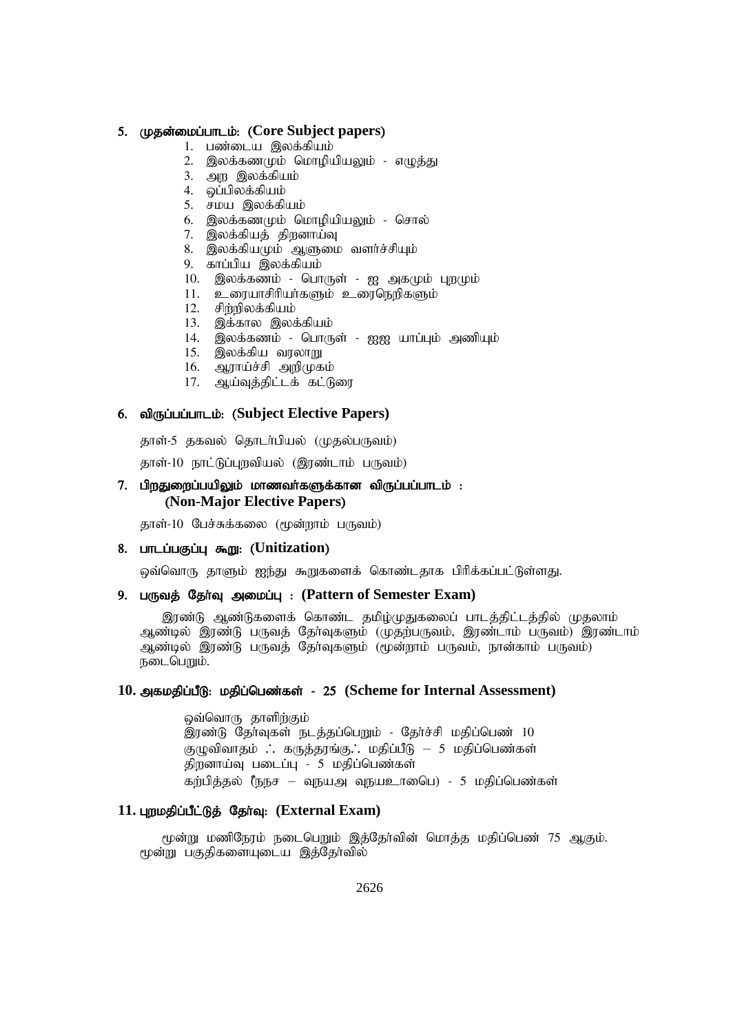### 5. முதன்மைப்பாடம்: (Core Subject papers)

1. பண்டைய இலக்கியம்
2. இலக்கணமும் மொழியியலும் - எழுத்து
3. அற இலக்கியம்
4. ஒப்பிலக்கியம்
5. சமய இலக்கியம்
6. இலக்கணமும் மொழியியலும் - சொல்
7. இலக்கியத் திறனாய்வு
8. இலக்கியமும் ஆளுமை வளர்ச்சியும்
9. காப்பிய இலக்கியம்
10. இலக்கணம் - பொருள் - ஐ அகமும் புறமும்
11. உரையாசிரியர்களும் உரைநெறிகளும்
12. சிற்றிலக்கியம்
13. இக்கால இலக்கியம்
14. இலக்கணம் - பொருள் - ஐஐ யாப்பும் அணியும்
15. இலக்கிய வரலாறு
16. ஆராய்ச்சி அறிமுகம்
17. ஆய்வுத்திட்டக் கட்டுரை

### 6. விருப்பப்பாடம்: (Subject Elective Papers)

தாள்-5 தகவல் தொடர்பியல் (முதல்பருவம்)

தாள்-10 நாட்டுப்புறவியல் (இரண்டாம் பருவம்)

### 7. பிறதுறைப்பயிலும் மாணவர்களுக்கான விருப்பப்பாடம் : (Non-Major Elective Papers)

தாள்-10 பேச்சுக்கலை (மூன்றாம் பருவம்)

### 8. பாடப்பகுப்பு கூறு: (Unitization)

ஒவ்வொரு தாளும் ஐந்து கூறுகளைக் கொண்டதாக பிரிக்கப்பட்டுள்ளது.

### 9. பருவத் தேர்வு அமைப்பு : (Pattern of Semester Exam)

இரண்டு ஆண்டுகளைக் கொண்ட தமிழ்முதுகலைப் பாடத்திட்டத்தில் முதலாம் ஆண்டில் இரண்டு பருவத் தேர்வுகளும் (முதற்பருவம், இரண்டாம் பருவம்) இரண்டாம் ஆண்டில் இரண்டு பருவத் தேர்வுகளும் (மூன்றாம் பருவம், நான்காம் பருவம்) நடைபெறும்.

### 10. அகமதிப்பீடு: மதிப்பெண்கள் - 25 (Scheme for Internal Assessment)

ஒவ்வொரு தாளிற்கும்
இரண்டு தேர்வுகள் நடத்தப்பெறும் - தேர்ச்சி மதிப்பெண் 10
குழுவிவாதம் ∴ கருத்தரங்கு∴ மதிப்பீடு – 5 மதிப்பெண்கள்
திறனாய்வு படைப்பு - 5 மதிப்பெண்கள்
கற்பித்தல் (ீநநச – வுநயஅ வுநயஉாபைெ) - 5 மதிப்பெண்கள்

### 11. புறமதிப்பீட்டுத் தேர்வு: (External Exam)

மூன்று மணிநேரம் நடைபெறும் இத்தேர்வின் மொத்த மதிப்பெண் 75 ஆகும். மூன்று பகுதிகளையுடைய இத்தேர்வில்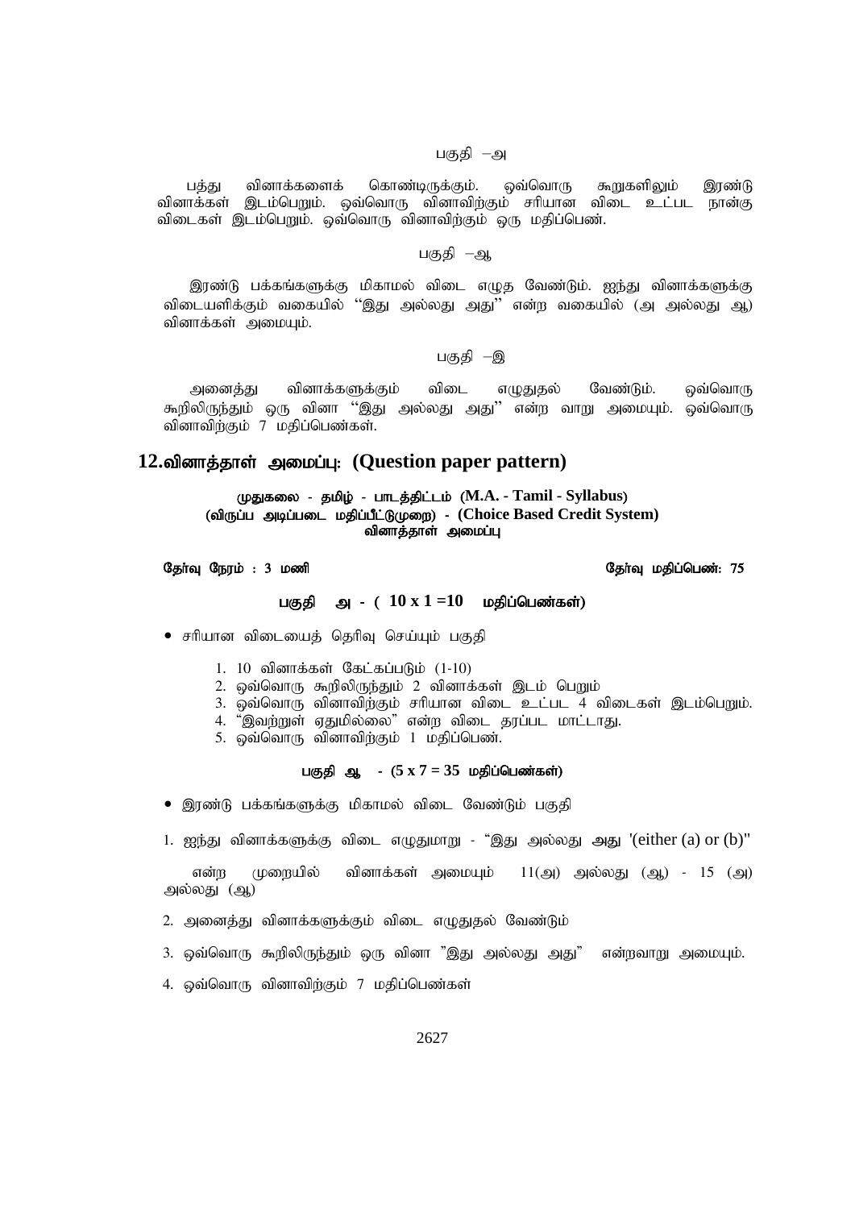பகுதி –அ

பத்து வினாக்களைக் கொண்டிருக்கும். ஒவ்வொரு கூறுகளிலும் இரண்டு வினாக்கள் இடம்பெறும். ஒவ்வொரு வினாவிற்கும் சரியான விடை உட்பட நான்கு விடைகள் இடம்பெறும். ஒவ்வொரு வினாவிற்கும் ஒரு மதிப்பெண்.

பகுதி –ஆ

இரண்டு பக்கங்களுக்கு மிகாமல் விடை எழுத வேண்டும். ஐந்து வினாக்களுக்கு விடையளிக்கும் வகையில் "இது அல்லது அது" என்ற வகையில் (அ அல்லது ஆ) வினாக்கள் அமையும்.

பகுதி –இ

அனைத்து வினாக்களுக்கும் விடை எழுதுதல் வேண்டும். ஒவ்வொரு கூறிலிருந்தும் ஒரு வினா "இது அல்லது அது" என்ற வாறு அமையும். ஒவ்வொரு வினாவிற்கும் 7 மதிப்பெண்கள்.

## 12.வினாத்தாள் அமைப்பு: (Question paper pattern)

**முதுகலை - தமிழ் - பாடத்திட்டம் (M.A. - Tamil - Syllabus)**
**(விருப்ப அடிப்படை மதிப்பீட்டுமுறை) - (Choice Based Credit System)**
**வினாத்தாள் அமைப்பு**

**தேர்வு நேரம் : 3 மணி** **தேர்வு மதிப்பெண்: 75**

### பகுதி அ - ( 10 x 1 =10 மதிப்பெண்கள்)

- சரியான விடையைத் தெரிவு செய்யும் பகுதி

1. 10 வினாக்கள் கேட்கப்படும் (1-10)
2. ஒவ்வொரு கூறிலிருந்தும் 2 வினாக்கள் இடம் பெறும்
3. ஒவ்வொரு வினாவிற்கும் சரியான விடை உட்பட 4 விடைகள் இடம்பெறும்.
4. "இவற்றுள் ஏதுமில்லை" என்ற விடை தரப்பட மாட்டாது.
5. ஒவ்வொரு வினாவிற்கும் 1 மதிப்பெண்.

### பகுதி ஆ - (5 x 7 = 35 மதிப்பெண்கள்)

- இரண்டு பக்கங்களுக்கு மிகாமல் விடை வேண்டும் பகுதி

1. ஐந்து வினாக்களுக்கு விடை எழுதுமாறு - "இது அல்லது அது '(either (a) or (b)" என்ற முறையில் வினாக்கள் அமையும் 11(அ) அல்லது (ஆ) - 15 (அ) அல்லது (ஆ)
2. அனைத்து வினாக்களுக்கும் விடை எழுதுதல் வேண்டும்
3. ஒவ்வொரு கூறிலிருந்தும் ஒரு வினா "இது அல்லது அது" என்றவாறு அமையும்.
4. ஒவ்வொரு வினாவிற்கும் 7 மதிப்பெண்கள்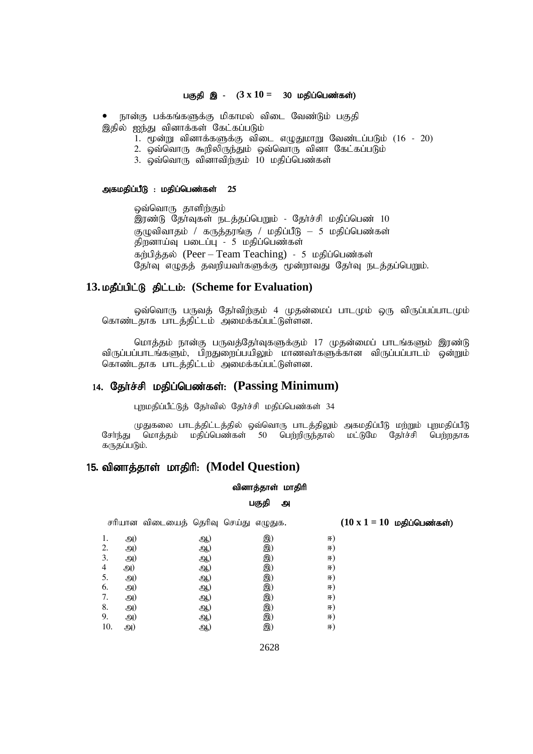**பகுதி இ - (3 x 10 = 30 மதிப்பெண்கள்)**

- நான்கு பக்கங்களுக்கு மிகாமல் விடை வேண்டும் பகுதி

இதில் ஐந்து வினாக்கள் கேட்கப்படும்

1. மூன்று வினாக்களுக்கு விடை எழுதுமாறு வேண்டப்படும் (16 - 20)
2. ஒவ்வொரு கூறிலிருந்தும் ஒவ்வொரு வினா கேட்கப்படும்
3. ஒவ்வொரு வினாவிற்கும் 10 மதிப்பெண்கள்

**அகமதிப்பீடு : மதிப்பெண்கள் 25**

ஒவ்வொரு தாளிற்கும்
இரண்டு தேர்வுகள் நடத்தப்பெறும் - தேர்ச்சி மதிப்பெண் 10
குழுவிவாதம் / கருத்தரங்கு / மதிப்பீடு – 5 மதிப்பெண்கள்
திறனாய்வு படைப்பு - 5 மதிப்பெண்கள்
கற்பித்தல் (Peer – Team Teaching) - 5 மதிப்பெண்கள்
தேர்வு எழுதத் தவறியவர்களுக்கு மூன்றாவது தேர்வு நடத்தப்பெறும்.

## 13. மதீப்பிட்டு திட்டம்: (Scheme for Evaluation)

ஒவ்வொரு பருவத் தேர்விற்கும் 4 முதன்மைப் பாடமும் ஒரு விருப்பப்பாடமும் கொண்டதாக பாடத்திட்டம் அமைக்கப்பட்டுள்ளன.

மொத்தம் நான்கு பருவத்தேர்வுகளுக்கும் 17 முதன்மைப் பாடங்களும் இரண்டு விருப்பப்பாடங்களும், பிறதுறைப்பயிலும் மாணவர்களுக்கான விருப்பப்பாடம் ஒன்றும் கொண்டதாக பாடத்திட்டம் அமைக்கப்பட்டுள்ளன.

## 14. தேர்ச்சி மதிப்பெண்கள்: (Passing Minimum)

புறமதிப்பீட்டுத் தேர்வில் தேர்ச்சி மதிப்பெண்கள் 34

முதுகலை பாடத்திட்டத்தில் ஒவ்வொரு பாடத்திலும் அகமதிப்பீடு மற்றும் புறமதிப்பீடு சேர்ந்து மொத்தம் மதிப்பெண்கள் 50 பெற்றிருந்தால் மட்டுமே தேர்ச்சி பெற்றதாக கருதப்படும்.

## 15. வினாத்தாள் மாதிரி: (Model Question)

**வினாத்தாள் மாதிரி**

**பகுதி அ**

சரியான விடையைத் தெரிவு செய்து எழுதுக. **(10 x 1 = 10 மதிப்பெண்கள்)**

1. அ) ஆ) இ) ஈ)
2. அ) ஆ) இ) ஈ)
3. அ) ஆ) இ) ஈ)
4. அ) ஆ) இ) ஈ)
5. அ) ஆ) இ) ஈ)
6. அ) ஆ) இ) ஈ)
7. அ) ஆ) இ) ஈ)
8. அ) ஆ) இ) ஈ)
9. அ) ஆ) இ) ஈ)
10. அ) ஆ) இ) ஈ)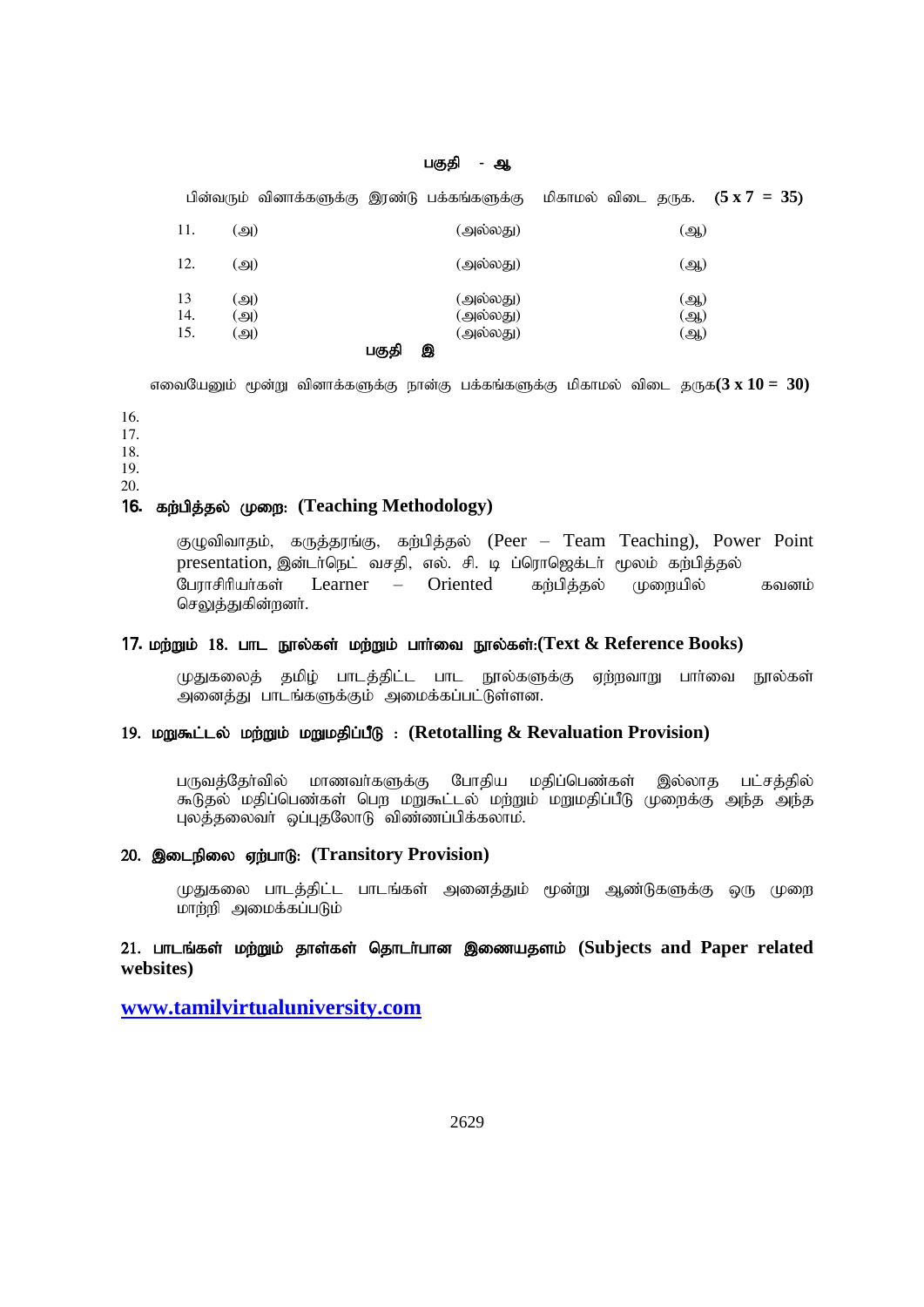### பகுதி - ஆ

பின்வரும் வினாக்களுக்கு இரண்டு பக்கங்களுக்கு மிகாமல் விடை தருக. **(5 x 7 = 35)**

| | | | |
|---|---|---|---|
| 11. | (அ) | (அல்லது) | (ஆ) |
| 12. | (அ) | (அல்லது) | (ஆ) |
| 13 | (அ) | (அல்லது) | (ஆ) |
| 14. | (அ) | (அல்லது) | (ஆ) |
| 15. | (அ) | (அல்லது) | (ஆ) |

### பகுதி இ

எவையேனும் மூன்று வினாக்களுக்கு நான்கு பக்கங்களுக்கு மிகாமல் விடை தருக**(3 x 10 = 30)**

16.
17.
18.
19.
20.

## 16. கற்பித்தல் முறை: (Teaching Methodology)

குழுவிவாதம், கருத்தரங்கு, கற்பித்தல் (Peer – Team Teaching), Power Point presentation, இன்டர்நெட் வசதி, எல். சி. டி ப்ரொஜெக்டர் மூலம் கற்பித்தல் பேராசிரியர்கள் Learner – Oriented கற்பித்தல் முறையில் கவனம் செலுத்துகின்றனர்.

## 17. மற்றும் 18. பாட நூல்கள் மற்றும் பார்வை நூல்கள்:(Text & Reference Books)

முதுகலைத் தமிழ் பாடத்திட்ட பாட நூல்களுக்கு ஏற்றவாறு பார்வை நூல்கள் அனைத்து பாடங்களுக்கும் அமைக்கப்பட்டுள்ளன.

## 19. மறுகூட்டல் மற்றும் மறுமதிப்பீடு : (Retotalling & Revaluation Provision)

பருவத்தேர்வில் மாணவர்களுக்கு போதிய மதிப்பெண்கள் இல்லாத பட்சத்தில் கூடுதல் மதிப்பெண்கள் பெற மறுகூட்டல் மற்றும் மறுமதிப்பீடு முறைக்கு அந்த அந்த புலத்தலைவர் ஒப்புதலோடு விண்ணப்பிக்கலாம்.

## 20. இடைநிலை ஏற்பாடு: (Transitory Provision)

முதுகலை பாடத்திட்ட பாடங்கள் அனைத்தும் மூன்று ஆண்டுகளுக்கு ஒரு முறை மாற்றி அமைக்கப்படும்

## 21. பாடங்கள் மற்றும் தாள்கள் தொடர்பான இணையதளம் (Subjects and Paper related websites)

**www.tamilvirtualuniversity.com**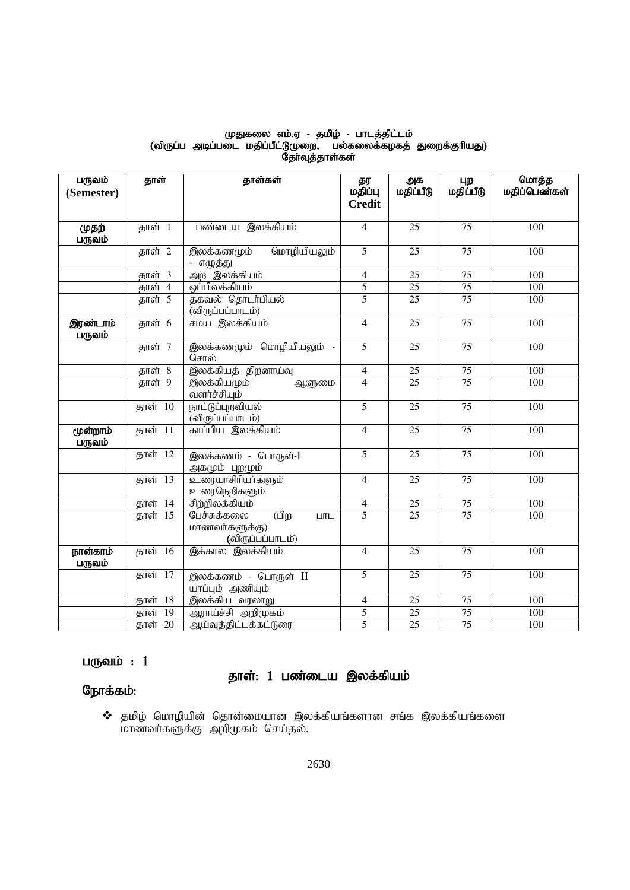# முதுகலை எம்.ஏ - தமிழ் - பாடத்திட்டம்
## (விருப்ப அடிப்படை மதிப்பீட்டுமுறை, பல்கலைக்கழகத் துறைக்குரியது)
## தேர்வுத்தாள்கள்

| பருவம் (Semester) | தாள் | தாள்கள் | தர மதிப்பு Credit | அக மதிப்பீடு | புற மதிப்பீடு | மொத்த மதிப்பெண்கள் |
|---|---|---|---|---|---|---|
| முதற் பருவம் | தாள் 1 | பண்டைய இலக்கியம் | 4 | 25 | 75 | 100 |
| | தாள் 2 | இலக்கணமும் மொழியியலும் - எழுத்து | 5 | 25 | 75 | 100 |
| | தாள் 3 | அற இலக்கியம் | 4 | 25 | 75 | 100 |
| | தாள் 4 | ஒப்பிலக்கியம் | 5 | 25 | 75 | 100 |
| | தாள் 5 | தகவல் தொடர்பியல் (விருப்பப்பாடம்) | 5 | 25 | 75 | 100 |
| இரண்டாம் பருவம் | தாள் 6 | சமய இலக்கியம் | 4 | 25 | 75 | 100 |
| | தாள் 7 | இலக்கணமும் மொழியியலும் - சொல் | 5 | 25 | 75 | 100 |
| | தாள் 8 | இலக்கியத் திறனாய்வு | 4 | 25 | 75 | 100 |
| | தாள் 9 | இலக்கியமும் ஆளுமை வளர்ச்சியும் | 4 | 25 | 75 | 100 |
| | தாள் 10 | நாட்டுப்புறவியல் (விருப்பப்பாடம்) | 5 | 25 | 75 | 100 |
| மூன்றாம் பருவம் | தாள் 11 | காப்பிய இலக்கியம் | 4 | 25 | 75 | 100 |
| | தாள் 12 | இலக்கணம் - பொருள்-I அகமும் புறமும் | 5 | 25 | 75 | 100 |
| | தாள் 13 | உரையாசிரியர்களும் உரைநெறிகளும் | 4 | 25 | 75 | 100 |
| | தாள் 14 | சிற்றிலக்கியம் | 4 | 25 | 75 | 100 |
| | தாள் 15 | பேச்சுக்கலை (பிற பாட மாணவர்களுக்கு) (விருப்பப்பாடம்) | 5 | 25 | 75 | 100 |
| நான்காம் பருவம் | தாள் 16 | இக்கால இலக்கியம் | 4 | 25 | 75 | 100 |
| | தாள் 17 | இலக்கணம் - பொருள் II யாப்பும் அணியும் | 5 | 25 | 75 | 100 |
| | தாள் 18 | இலக்கிய வரலாறு | 4 | 25 | 75 | 100 |
| | தாள் 19 | ஆராய்ச்சி அறிமுகம் | 5 | 25 | 75 | 100 |
| | தாள் 20 | ஆய்வுத்திட்டக்கட்டுரை | 5 | 25 | 75 | 100 |

## பருவம் : 1

### தாள்: 1 பண்டைய இலக்கியம்

**நோக்கம்:**

- தமிழ் மொழியின் தொன்மையான இலக்கியங்களான சங்க இலக்கியங்களை மாணவர்களுக்கு அறிமுகம் செய்தல்.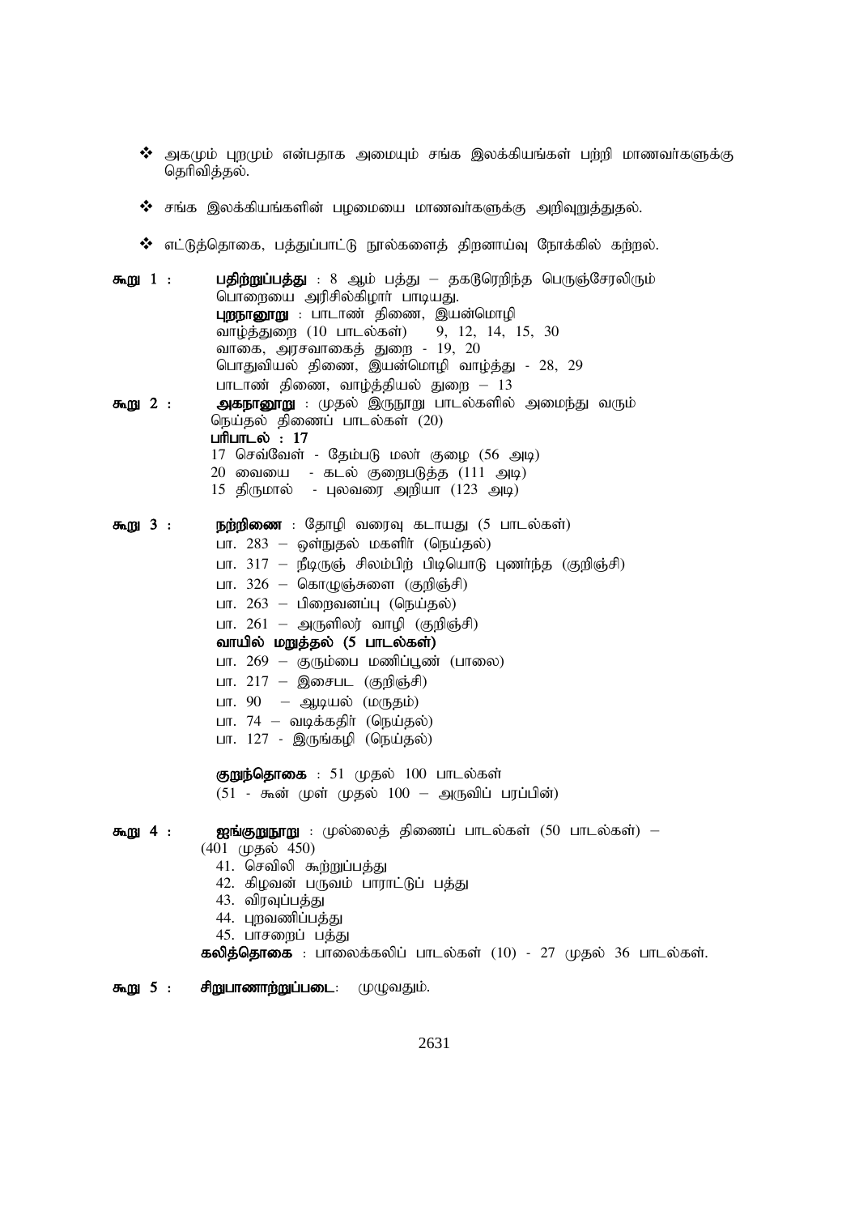- ❖ அகமும் புறமும் என்பதாக அமையும் சங்க இலக்கியங்கள் பற்றி மாணவர்களுக்கு தெரிவித்தல்.
- ❖ சங்க இலக்கியங்களின் பழமையை மாணவர்களுக்கு அறிவுறுத்துதல்.
- ❖ எட்டுத்தொகை, பத்துப்பாட்டு நூல்களைத் திறனாய்வு நோக்கில் கற்றல்.

**கூறு 1 :** **பதிற்றுப்பத்து** : 8 ஆம் பத்து – தகடுரெறிந்த பெருஞ்சேரலிரும் பொறையை அரிசில்கிழார் பாடியது.
**புறநானூறு** : பாடாண் திணை, இயன்மொழி
வாழ்த்துறை (10 பாடல்கள்) 9, 12, 14, 15, 30
வாகை, அரசவாகைத் துறை - 19, 20
பொதுவியல் திணை, இயன்மொழி வாழ்த்து - 28, 29
பாடாண் திணை, வாழ்த்தியல் துறை – 13

**கூறு 2 :** **அகநானூறு** : முதல் இருநூறு பாடல்களில் அமைந்து வரும் நெய்தல் திணைப் பாடல்கள் (20)
**பரிபாடல் : 17**
17 செவ்வேள் - தேம்படு மலர் குழை (56 அடி)
20 வையை - கடல் குறைபடுத்த (111 அடி)
15 திருமால் - புலவரை அறியா (123 அடி)

**கூறு 3 :** **நற்றிணை** : தோழி வரைவு கடாயது (5 பாடல்கள்)
பா. 283 – ஒள்நுதல் மகளிர் (நெய்தல்)
பா. 317 – நீடிருஞ் சிலம்பிற் பிடியொடு புணர்ந்த (குறிஞ்சி)
பா. 326 – கொழுஞ்சுளை (குறிஞ்சி)
பா. 263 – பிறைவனப்பு (நெய்தல்)
பா. 261 – அருளிலர் வாழி (குறிஞ்சி)
**வாயில் மறுத்தல் (5 பாடல்கள்)**
பா. 269 – குரும்பை மணிப்பூண் (பாலை)
பா. 217 – இசைபட (குறிஞ்சி)
பா. 90 – ஆடியல் (மருதம்)
பா. 74 – வடிக்கதிர் (நெய்தல்)
பா. 127 - இருங்கழி (நெய்தல்)

**குறுந்தொகை** : 51 முதல் 100 பாடல்கள்
(51 - கூன் முள் முதல் 100 – அருவிப் பரப்பின்)

**கூறு 4 :** **ஐங்குறுநூறு** : முல்லைத் திணைப் பாடல்கள் (50 பாடல்கள்) – (401 முதல் 450)
41. செவிலி கூற்றுப்பத்து
42. கிழவன் பருவம் பாராட்டுப் பத்து
43. விரவுப்பத்து
44. புறவணிப்பத்து
45. பாசறைப் பத்து

**கலித்தொகை** : பாலைக்கலிப் பாடல்கள் (10) - 27 முதல் 36 பாடல்கள்.

**கூறு 5 :** **சிறுபாணாற்றுப்படை**: முழுவதும்.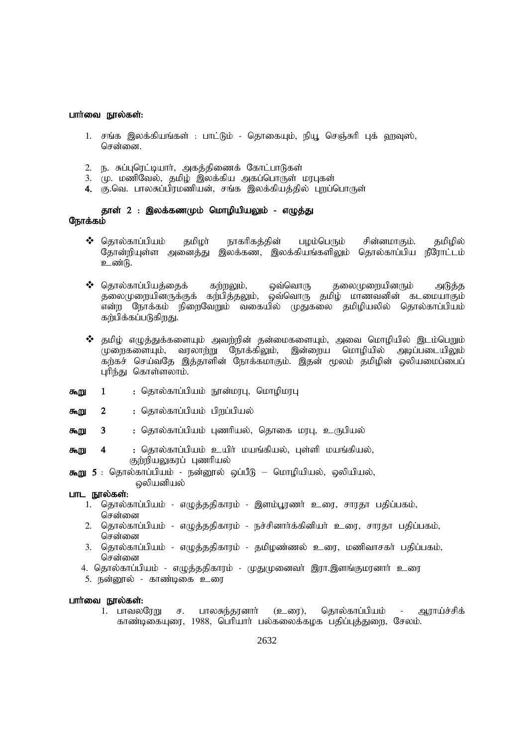**பார்வை நூல்கள்:**

1. சங்க இலக்கியங்கள் : பாட்டும் - தொகையும், நியூ செஞ்சுரி புக் ஹவுஸ், சென்னை.
2. ந. சுப்புரெட்டியார், அகத்திணைக் கோட்பாடுகள்
3. மு. மணிவேல், தமிழ் இலக்கிய அகப்பொருள் மரபுகள்
4. கு.வெ. பாலசுப்பிரமணியன், சங்க இலக்கியத்தில் புறப்பொருள்

**தாள் 2 : இலக்கணமும் மொழியியலும் - எழுத்து**

**நோக்கம்**

- தொல்காப்பியம் தமிழர் நாகரிகத்தின் பழம்பெரும் சின்னமாகும். தமிழில் தோன்றியுள்ள அனைத்து இலக்கண, இலக்கியங்களிலும் தொல்காப்பிய நீரோட்டம் உண்டு.
- தொல்காப்பியத்தைக் கற்றலும், ஒவ்வொரு தலைமுறையினரும் அடுத்த தலைமுறையினருக்குக் கற்பித்தலும், ஒவ்வொரு தமிழ் மாணவனின் கடமையாகும் என்ற நோக்கம் நிறைவேறும் வகையில் முதுகலை தமிழியலில் தொல்காப்பியம் கற்பிக்கப்படுகிறது.
- தமிழ் எழுத்துக்களையும் அவற்றின் தன்மைகளையும், அவை மொழியில் இடம்பெறும் முறைகளையும், வரலாற்று நோக்கிலும், இன்றைய மொழியில் அடிப்படையிலும் கற்கச் செய்வதே இத்தாளின் நோக்கமாகும். இதன் மூலம் தமிழின் ஒலியமைப்பைப் புரிந்து கொள்ளலாம்.

**கூறு 1** : தொல்காப்பியம் நூன்மரபு, மொழிமரபு

**கூறு 2** : தொல்காப்பியம் பிறப்பியல்

**கூறு 3** : தொல்காப்பியம் புணரியல், தொகை மரபு, உருபியல்

**கூறு 4** : தொல்காப்பியம் உயிர் மயங்கியல், புள்ளி மயங்கியல், குற்றியலுகரப் புணரியல்

**கூறு 5** : தொல்காப்பியம் - நன்னூல் ஒப்பீடு – மொழியியல், ஒலியியல், ஒலியனியல்

**பாட நூல்கள்:**

1. தொல்காப்பியம் - எழுத்ததிகாரம் - இளம்பூரணர் உரை, சாரதா பதிப்பகம், சென்னை
2. தொல்காப்பியம் - எழுத்ததிகாரம் - நச்சினார்க்கினியர் உரை, சாரதா பதிப்பகம், சென்னை
3. தொல்காப்பியம் - எழுத்ததிகாரம் - தமிழண்ணல் உரை, மணிவாசகர் பதிப்பகம், சென்னை
4. தொல்காப்பியம் - எழுத்ததிகாரம் - முதுமுனைவர் இரா.இளங்குமரனார் உரை
5. நன்னூல் - காண்டிகை உரை

**பார்வை நூல்கள்:**

1. பாவலரேறு ச. பாலசுந்தரனார் (உரை), தொல்காப்பியம் - ஆராய்ச்சிக் காண்டிகையுரை, 1988, பெரியார் பல்கலைக்கழக பதிப்புத்துறை, சேலம்.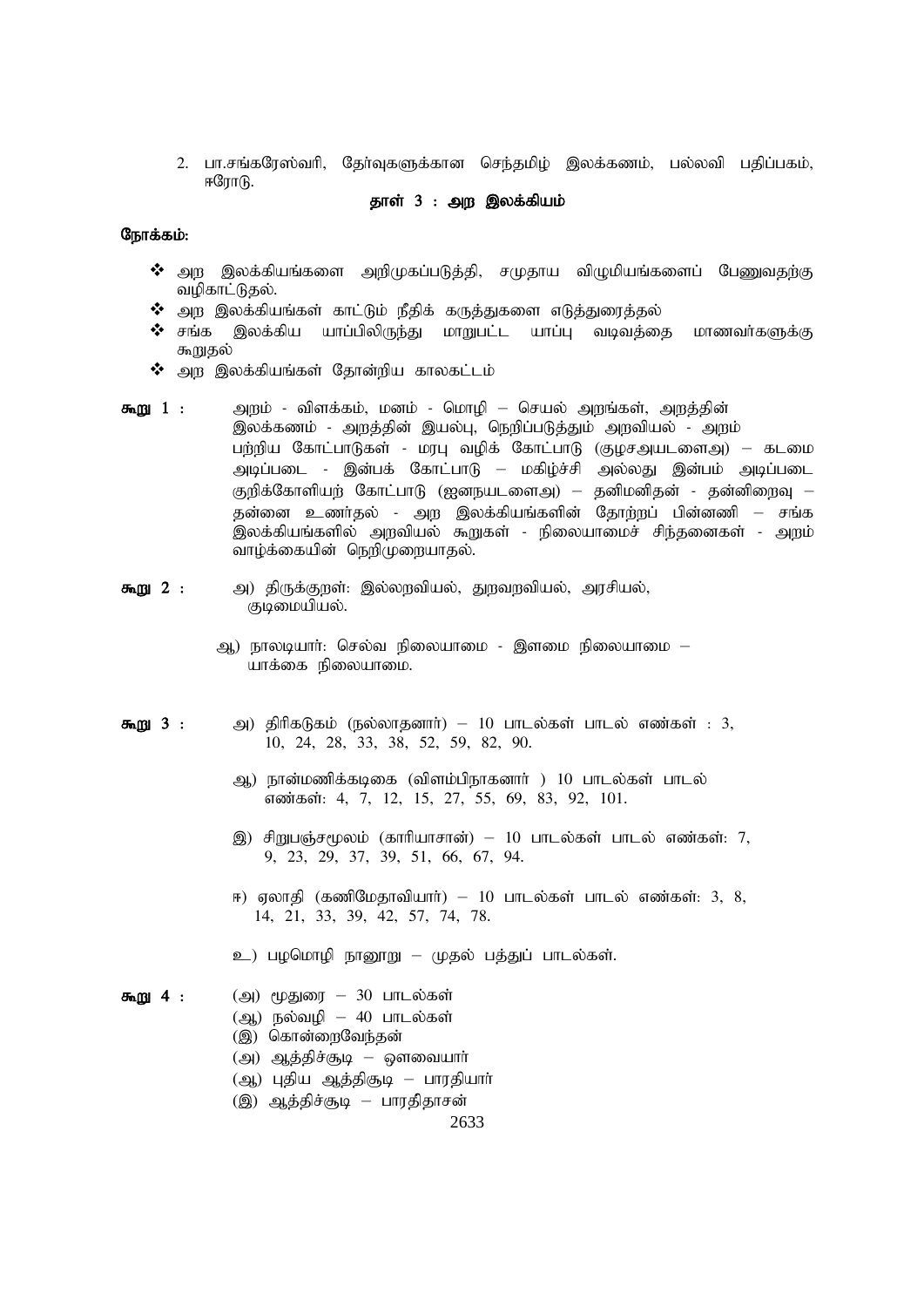2. பா.சங்கரேஸ்வரி, தேர்வுகளுக்கான செந்தமிழ் இலக்கணம், பல்லவி பதிப்பகம், ஈரோடு.

## தாள் 3 : அற இலக்கியம்

**நோக்கம்:**

- அற இலக்கியங்களை அறிமுகப்படுத்தி, சமுதாய விழுமியங்களைப் பேணுவதற்கு வழிகாட்டுதல்.
- அற இலக்கியங்கள் காட்டும் நீதிக் கருத்துகளை எடுத்துரைத்தல்
- சங்க இலக்கிய யாப்பிலிருந்து மாறுபட்ட யாப்பு வடிவத்தை மாணவர்களுக்கு கூறுதல்
- அற இலக்கியங்கள் தோன்றிய காலகட்டம்

**கூறு 1 :** அறம் - விளக்கம், மனம் - மொழி – செயல் அறங்கள், அறத்தின் இலக்கணம் - அறத்தின் இயல்பு, நெறிப்படுத்தும் அறவியல் - அறம் பற்றிய கோட்பாடுகள் - மரபு வழிக் கோட்பாடு (குழசஅயடளைஅ) – கடமை அடிப்படை - இன்பக் கோட்பாடு – மகிழ்ச்சி அல்லது இன்பம் அடிப்படை குறிக்கோளியற் கோட்பாடு (ஐனநயடளைஅ) – தனிமனிதன் - தன்னிறைவு – தன்னை உணர்தல் - அற இலக்கியங்களின் தோற்றப் பின்னணி – சங்க இலக்கியங்களில் அறவியல் கூறுகள் - நிலையாமைச் சிந்தனைகள் - அறம் வாழ்க்கையின் நெறிமுறையாதல்.

**கூறு 2 :** அ) திருக்குறள்: இல்லறவியல், துறவறவியல், அரசியல், குடிமையியல்.

ஆ) நாலடியார்: செல்வ நிலையாமை - இளமை நிலையாமை – யாக்கை நிலையாமை.

**கூறு 3 :** அ) திரிகடுகம் (நல்லாதனார்) – 10 பாடல்கள் பாடல் எண்கள் : 3, 10, 24, 28, 33, 38, 52, 59, 82, 90.

ஆ) நான்மணிக்கடிகை (விளம்பிநாகனார் ) 10 பாடல்கள் பாடல் எண்கள்: 4, 7, 12, 15, 27, 55, 69, 83, 92, 101.

இ) சிறுபஞ்சமூலம் (காரியாசான்) – 10 பாடல்கள் பாடல் எண்கள்: 7, 9, 23, 29, 37, 39, 51, 66, 67, 94.

ஈ) ஏலாதி (கணிமேதாவியார்) – 10 பாடல்கள் பாடல் எண்கள்: 3, 8, 14, 21, 33, 39, 42, 57, 74, 78.

உ) பழமொழி நானூறு – முதல் பத்துப் பாடல்கள்.

**கூறு 4 :** (அ) மூதுரை – 30 பாடல்கள்
(ஆ) நல்வழி – 40 பாடல்கள்
(இ) கொன்றைவேந்தன்
(அ) ஆத்திச்சூடி – ஔவையார்
(ஆ) புதிய ஆத்திசூடி – பாரதியார்
(இ) ஆத்திச்சூடி – பாரதிதாசன்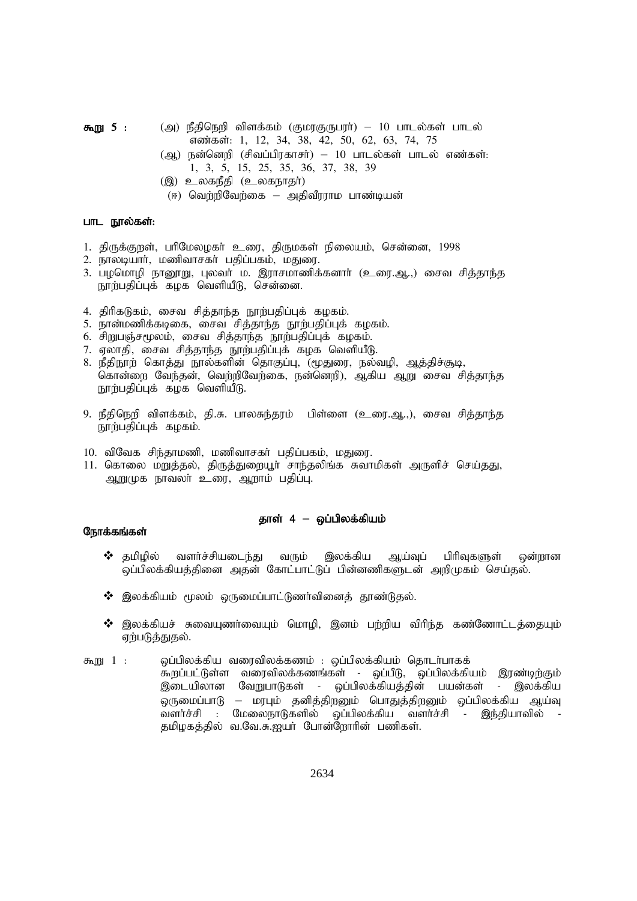**கூறு 5 :** (அ) நீதிநெறி விளக்கம் (குமரகுருபரர்) – 10 பாடல்கள் பாடல் எண்கள்: 1, 12, 34, 38, 42, 50, 62, 63, 74, 75

(ஆ) நன்னெறி (சிவப்பிரகாசர்) – 10 பாடல்கள் பாடல் எண்கள்: 1, 3, 5, 15, 25, 35, 36, 37, 38, 39

(இ) உலகநீதி (உலகநாதர்)

(ஈ) வெற்றிவேற்கை – அதிவீரராம பாண்டியன்

**பாட நூல்கள்:**

1. திருக்குறள், பரிமேலழகர் உரை, திருமகள் நிலையம், சென்னை, 1998
2. நாலடியார், மணிவாசகர் பதிப்பகம், மதுரை.
3. பழமொழி நானூறு, புலவர் ம. இராசமாணிக்கனார் (உரை.ஆ.,) சைவ சித்தாந்த நூற்பதிப்புக் கழக வெளியீடு, சென்னை.
4. திரிகடுகம், சைவ சித்தாந்த நூற்பதிப்புக் கழகம்.
5. நான்மணிக்கடிகை, சைவ சித்தாந்த நூற்பதிப்புக் கழகம்.
6. சிறுபஞ்சமூலம், சைவ சித்தாந்த நூற்பதிப்புக் கழகம்.
7. ஏலாதி, சைவ சித்தாந்த நூற்பதிப்புக் கழக வெளியீடு.
8. நீதிநூற் கொத்து நூல்களின் தொகுப்பு, (மூதுரை, நல்வழி, ஆத்திச்சூடி, கொன்றை வேந்தன், வெற்றிவேற்கை, நன்னெறி), ஆகிய ஆறு சைவ சித்தாந்த நூற்பதிப்புக் கழக வெளியீடு.
9. நீதிநெறி விளக்கம், தி.சு. பாலசுந்தரம் பிள்ளை (உரை.ஆ.,), சைவ சித்தாந்த நூற்பதிப்புக் கழகம்.
10. விவேக சிந்தாமணி, மணிவாசகர் பதிப்பகம், மதுரை.
11. கொலை மறுத்தல், திருத்துறையூர் சாந்தலிங்க சுவாமிகள் அருளிச் செய்தது, ஆறுமுக நாவலர் உரை, ஆறாம் பதிப்பு.

## தாள் 4 – ஒப்பிலக்கியம்

**நோக்கங்கள்**

- தமிழில் வளர்ச்சியடைந்து வரும் இலக்கிய ஆய்வுப் பிரிவுகளுள் ஒன்றான ஒப்பிலக்கியத்தினை அதன் கோட்பாட்டுப் பின்னணிகளுடன் அறிமுகம் செய்தல்.
- இலக்கியம் மூலம் ஒருமைப்பாட்டுணர்வினைத் தூண்டுதல்.
- இலக்கியச் சுவையுணர்வையும் மொழி, இனம் பற்றிய விரிந்த கண்ணோட்டத்தையும் ஏற்படுத்துதல்.

கூறு 1 : ஒப்பிலக்கிய வரைவிலக்கணம் : ஒப்பிலக்கியம் தொடர்பாகக் கூறப்பட்டுள்ள வரைவிலக்கணங்கள் - ஒப்பீடு, ஒப்பிலக்கியம் இரண்டிற்கும் இடையிலான வேறுபாடுகள் - ஒப்பிலக்கியத்தின் பயன்கள் - இலக்கிய ஒருமைப்பாடு – மரபும் தனித்திறனும் பொதுத்திறனும் ஒப்பிலக்கிய ஆய்வு வளர்ச்சி : மேலைநாடுகளில் ஒப்பிலக்கிய வளர்ச்சி - இந்தியாவில் - தமிழகத்தில் வ.வே.சு.ஐயர் போன்றோரின் பணிகள்.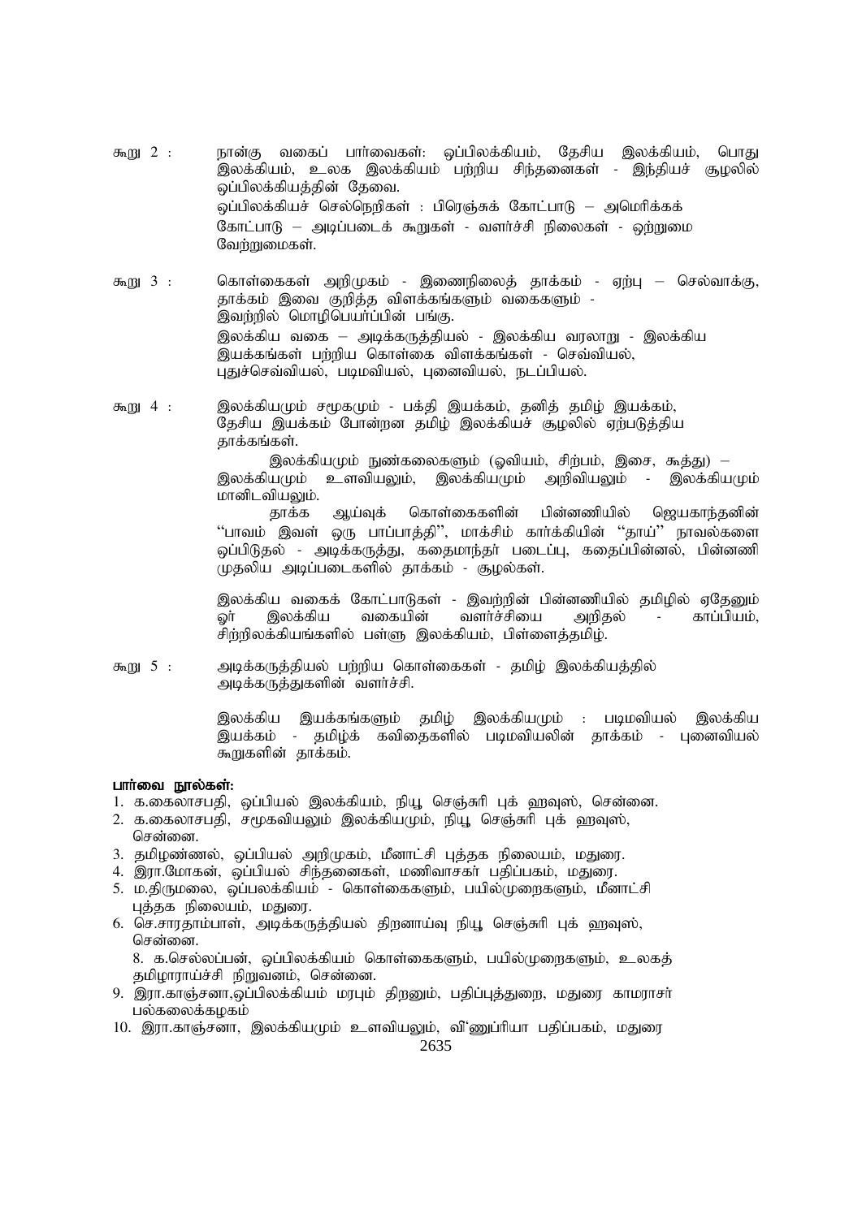கூறு 2 : நான்கு வகைப் பார்வைகள்: ஒப்பிலக்கியம், தேசிய இலக்கியம், பொது இலக்கியம், உலக இலக்கியம் பற்றிய சிந்தனைகள் - இந்தியச் சூழலில் ஒப்பிலக்கியத்தின் தேவை.

ஒப்பிலக்கியச் செல்நெறிகள் : பிரெஞ்சுக் கோட்பாடு – அமெரிக்கக் கோட்பாடு – அடிப்படைக் கூறுகள் - வளர்ச்சி நிலைகள் - ஒற்றுமை வேற்றுமைகள்.

கூறு 3 : கொள்கைகள் அறிமுகம் - இணைநிலைத் தாக்கம் - ஏற்பு – செல்வாக்கு, தாக்கம் இவை குறித்த விளக்கங்களும் வகைகளும் - இவற்றில் மொழிபெயர்ப்பின் பங்கு.

இலக்கிய வகை – அடிக்கருத்தியல் - இலக்கிய வரலாறு - இலக்கிய இயக்கங்கள் பற்றிய கொள்கை விளக்கங்கள் - செவ்வியல், புதுச்செவ்வியல், படிமவியல், புனைவியல், நடப்பியல்.

கூறு 4 : இலக்கியமும் சமூகமும் - பக்தி இயக்கம், தனித் தமிழ் இயக்கம், தேசிய இயக்கம் போன்றன தமிழ் இலக்கியச் சூழலில் ஏற்படுத்திய தாக்கங்கள்.

இலக்கியமும் நுண்கலைகளும் (ஓவியம், சிற்பம், இசை, கூத்து) – இலக்கியமும் உளவியலும், இலக்கியமும் அறிவியலும் - இலக்கியமும் மானிடவியலும்.

தாக்க ஆய்வுக் கொள்கைகளின் பின்னணியில் ஜெயகாந்தனின் "பாவம் இவள் ஒரு பாப்பாத்தி", மாக்சிம் கார்க்கியின் "தாய்" நாவல்களை ஒப்பிடுதல் - அடிக்கருத்து, கதைமாந்தர் படைப்பு, கதைப்பின்னல், பின்னணி முதலிய அடிப்படைகளில் தாக்கம் - சூழல்கள்.

இலக்கிய வகைக் கோட்பாடுகள் - இவற்றின் பின்னணியில் தமிழில் ஏதேனும் ஓர் இலக்கிய வகையின் வளர்ச்சியை அறிதல் - காப்பியம், சிற்றிலக்கியங்களில் பள்ளு இலக்கியம், பிள்ளைத்தமிழ்.

கூறு 5 : அடிக்கருத்தியல் பற்றிய கொள்கைகள் - தமிழ் இலக்கியத்தில் அடிக்கருத்துகளின் வளர்ச்சி.

இலக்கிய இயக்கங்களும் தமிழ் இலக்கியமும் : படிமவியல் இலக்கிய இயக்கம் - தமிழ்க் கவிதைகளில் படிமவியலின் தாக்கம் - புனைவியல் கூறுகளின் தாக்கம்.

**பார்வை நூல்கள்:**

1. க.கைலாசபதி, ஒப்பியல் இலக்கியம், நியூ செஞ்சுரி புக் ஹவுஸ், சென்னை.
2. க.கைலாசபதி, சமூகவியலும் இலக்கியமும், நியூ செஞ்சுரி புக் ஹவுஸ், சென்னை.
3. தமிழண்ணல், ஒப்பியல் அறிமுகம், மீனாட்சி புத்தக நிலையம், மதுரை.
4. இரா.மோகன், ஒப்பியல் சிந்தனைகள், மணிவாசகர் பதிப்பகம், மதுரை.
5. ம.திருமலை, ஒப்பலக்கியம் - கொள்கைகளும், பயில்முறைகளும், மீனாட்சி புத்தக நிலையம், மதுரை.
6. செ.சாரதாம்பாள், அடிக்கருத்தியல் திறனாய்வு நியூ செஞ்சுரி புக் ஹவுஸ், சென்னை.

8. க.செல்லப்பன், ஒப்பிலக்கியம் கொள்கைகளும், பயில்முறைகளும், உலகத் தமிழாராய்ச்சி நிறுவனம், சென்னை.

9. இரா.காஞ்சனா,ஒப்பிலக்கியம் மரபும் திறனும், பதிப்புத்துறை, மதுரை காமராசர் பல்கலைக்கழகம்
10. இரா.காஞ்சனா, இலக்கியமும் உளவியலும், விஃணுப்ரியா பதிப்பகம், மதுரை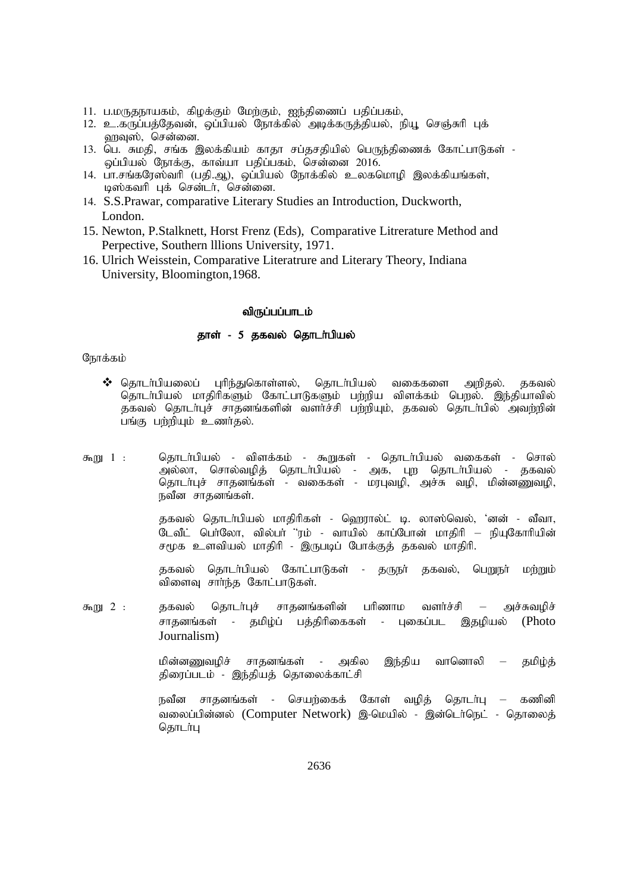11. ப.மருதநாயகம், கிழக்கும் மேற்கும், ஐந்திணைப் பதிப்பகம்,
12. உ.கருப்பத்தேவன், ஒப்பியல் நோக்கில் அடிக்கருத்தியல், நியூ செஞ்சுரி புக் ஹவுஸ், சென்னை.
13. பெ. சுமதி, சங்க இலக்கியம் காதா சப்தசதியில் பெருந்திணைக் கோட்பாடுகள் - ஒப்பியல் நோக்கு, காவ்யா பதிப்பகம், சென்னை 2016.
14. பா.சங்கரேஸ்வரி (பதி.ஆ), ஒப்பியல் நோக்கில் உலகமொழி இலக்கியங்கள், டிஸ்கவரி புக் சென்டர், சென்னை.
14. S.S.Prawar, comparative Literary Studies an Introduction, Duckworth, London.
15. Newton, P.Stalknett, Horst Frenz (Eds), Comparative Litrerature Method and Perpective, Southern lllions University, 1971.
16. Ulrich Weisstein, Comparative Literatrure and Literary Theory, Indiana University, Bloomington,1968.

## விருப்பப்பாடம்

### தாள் - 5 தகவல் தொடர்பியல்

நோக்கம்

- தொடர்பியலைப் புரிந்துகொள்ளல், தொடர்பியல் வகைகளை அறிதல். தகவல் தொடர்பியல் மாதிரிகளும் கோட்பாடுகளும் பற்றிய விளக்கம் பெறல். இந்தியாவில் தகவல் தொடர்புச் சாதனங்களின் வளர்ச்சி பற்றியும், தகவல் தொடர்பில் அவற்றின் பங்கு பற்றியும் உணர்தல்.

கூறு 1 : தொடர்பியல் - விளக்கம் - கூறுகள் - தொடர்பியல் வகைகள் - சொல் அல்லா, சொல்வழித் தொடர்பியல் - அக, புற தொடர்பியல் - தகவல் தொடர்புச் சாதனங்கள் - வகைகள் - மரபுவழி, அச்சு வழி, மின்னணுவழி, நவீன சாதனங்கள்.

தகவல் தொடர்பியல் மாதிரிகள் - ஹெரால்ட் டி. லாஸ்வெல், 'னன் - வீவா, டேவீட் பெர்லோ, வில்பர் ''ரம் - வாயில் காப்போன் மாதிரி – நியுகோரியின் சமூக உளவியல் மாதிரி - இருபடிப் போக்குத் தகவல் மாதிரி.

தகவல் தொடர்பியல் கோட்பாடுகள் - தருநர் தகவல், பெறுநர் மற்றும் விளைவு சார்ந்த கோட்பாடுகள்.

கூறு 2 : தகவல் தொடர்புச் சாதனங்களின் பரிணாம வளர்ச்சி – அச்சுவழிச் சாதனங்கள் - தமிழ்ப் பத்திரிகைகள் - புகைப்பட இதழியல் (Photo Journalism)

மின்னணுவழிச் சாதனங்கள் - அகில இந்திய வானொலி – தமிழ்த் திரைப்படம் - இந்தியத் தொலைக்காட்சி

நவீன சாதனங்கள் - செயற்கைக் கோள் வழித் தொடர்பு – கணினி வலைப்பின்னல் (Computer Network) இ-மெயில் - இன்டெர்நெட் - தொலைத் தொடர்பு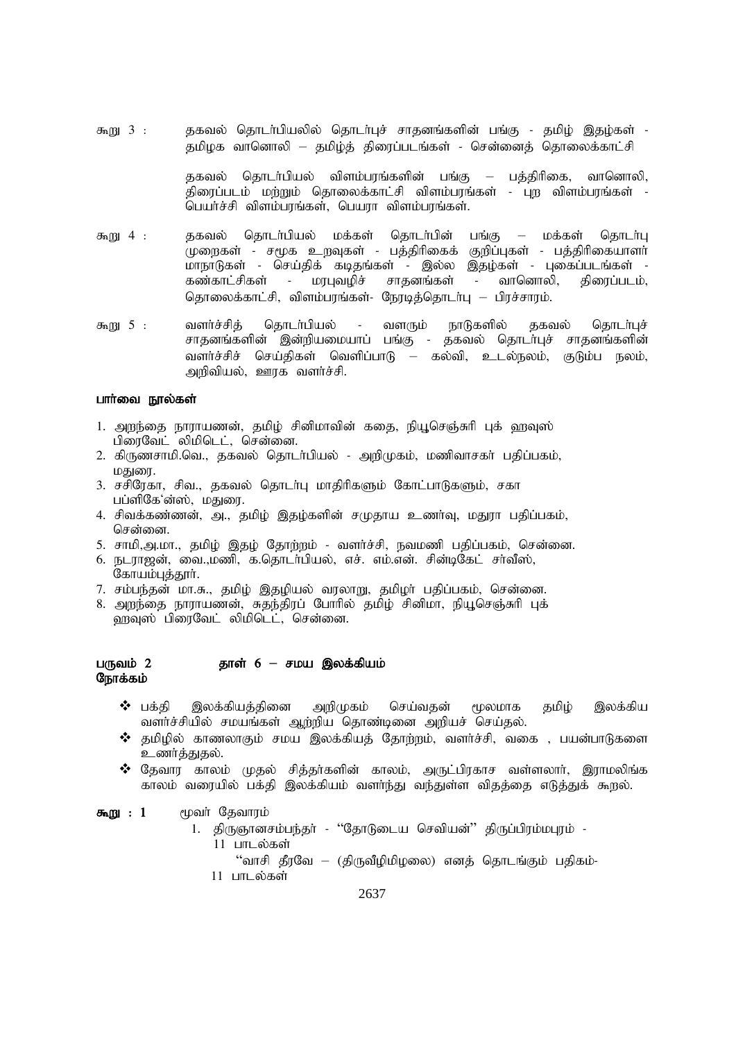கூறு 3 : தகவல் தொடர்பியலில் தொடர்புச் சாதனங்களின் பங்கு - தமிழ் இதழ்கள் - தமிழக வானொலி – தமிழ்த் திரைப்படங்கள் - சென்னைத் தொலைக்காட்சி

தகவல் தொடர்பியல் விளம்பரங்களின் பங்கு – பத்திரிகை, வானொலி, திரைப்படம் மற்றும் தொலைக்காட்சி விளம்பரங்கள் - புற விளம்பரங்கள் - பெயர்ச்சி விளம்பரங்கள், பெயரா விளம்பரங்கள்.

கூறு 4 : தகவல் தொடர்பியல் மக்கள் தொடர்பின் பங்கு – மக்கள் தொடர்பு முறைகள் - சமூக உறவுகள் - பத்திரிகைக் குறிப்புகள் - பத்திரிகையாளர் மாநாடுகள் - செய்திக் கடிதங்கள் - இல்ல இதழ்கள் - புகைப்படங்கள் - கண்காட்சிகள் - மரபுவழிச் சாதனங்கள் - வானொலி, திரைப்படம், தொலைக்காட்சி, விளம்பரங்கள்- நேரடித்தொடர்பு – பிரச்சாரம்.

கூறு 5 : வளர்ச்சித் தொடர்பியல் - வளரும் நாடுகளில் தகவல் தொடர்புச் சாதனங்களின் இன்றியமையாப் பங்கு - தகவல் தொடர்புச் சாதனங்களின் வளர்ச்சிச் செய்திகள் வெளிப்பாடு – கல்வி, உடல்நலம், குடும்ப நலம், அறிவியல், ஊரக வளர்ச்சி.

**பார்வை நூல்கள்**

1. அறந்தை நாராயணன், தமிழ் சினிமாவின் கதை, நியூசெஞ்சுரி புக் ஹவுஸ் பிரைவேட் லிமிடெட், சென்னை.
2. கிருணசாமி.வெ., தகவல் தொடர்பியல் - அறிமுகம், மணிவாசகர் பதிப்பகம், மதுரை.
3. சசிரேகா, சிவ., தகவல் தொடர்பு மாதிரிகளும் கோட்பாடுகளும், சகா பப்ளிகேஷன்ஸ், மதுரை.
4. சிவக்கண்ணன், அ., தமிழ் இதழ்களின் சமுதாய உணர்வு, மதுரா பதிப்பகம், சென்னை.
5. சாமி,அ.மா., தமிழ் இதழ் தோற்றம் - வளர்ச்சி, நவமணி பதிப்பகம், சென்னை.
6. நடராஜன், வை.,மணி, க.தொடர்பியல், எச். எம்.என். சின்டிகேட் சர்வீஸ், கோயம்புத்தூர்.
7. சம்பந்தன் மா.சு., தமிழ் இதழியல் வரலாறு, தமிழர் பதிப்பகம், சென்னை.
8. அறந்தை நாராயணன், சுதந்திரப் போரில் தமிழ் சினிமா, நியூசெஞ்சுரி புக் ஹவுஸ் பிரைவேட் லிமிடெட், சென்னை.

**பருவம் 2 தாள் 6 – சமய இலக்கியம்**

**நோக்கம்**

- பக்தி இலக்கியத்தினை அறிமுகம் செய்வதன் மூலமாக தமிழ் இலக்கிய வளர்ச்சியில் சமயங்கள் ஆற்றிய தொண்டினை அறியச் செய்தல்.
- தமிழில் காணலாகும் சமய இலக்கியத் தோற்றம், வளர்ச்சி, வகை , பயன்பாடுகளை உணர்த்துதல்.
- தேவார காலம் முதல் சித்தர்களின் காலம், அருட்பிரகாச வள்ளலார், இராமலிங்க காலம் வரையில் பக்தி இலக்கியம் வளர்ந்து வந்துள்ள விதத்தை எடுத்துக் கூறல்.

**கூறு : 1** மூவர் தேவாரம்

1. திருஞானசம்பந்தர் - "தோடுடைய செவியன்" திருப்பிரம்மபுரம் - 11 பாடல்கள்

   "வாசி தீரவே – (திருவீழிமிழலை) எனத் தொடங்கும் பதிகம்- 11 பாடல்கள்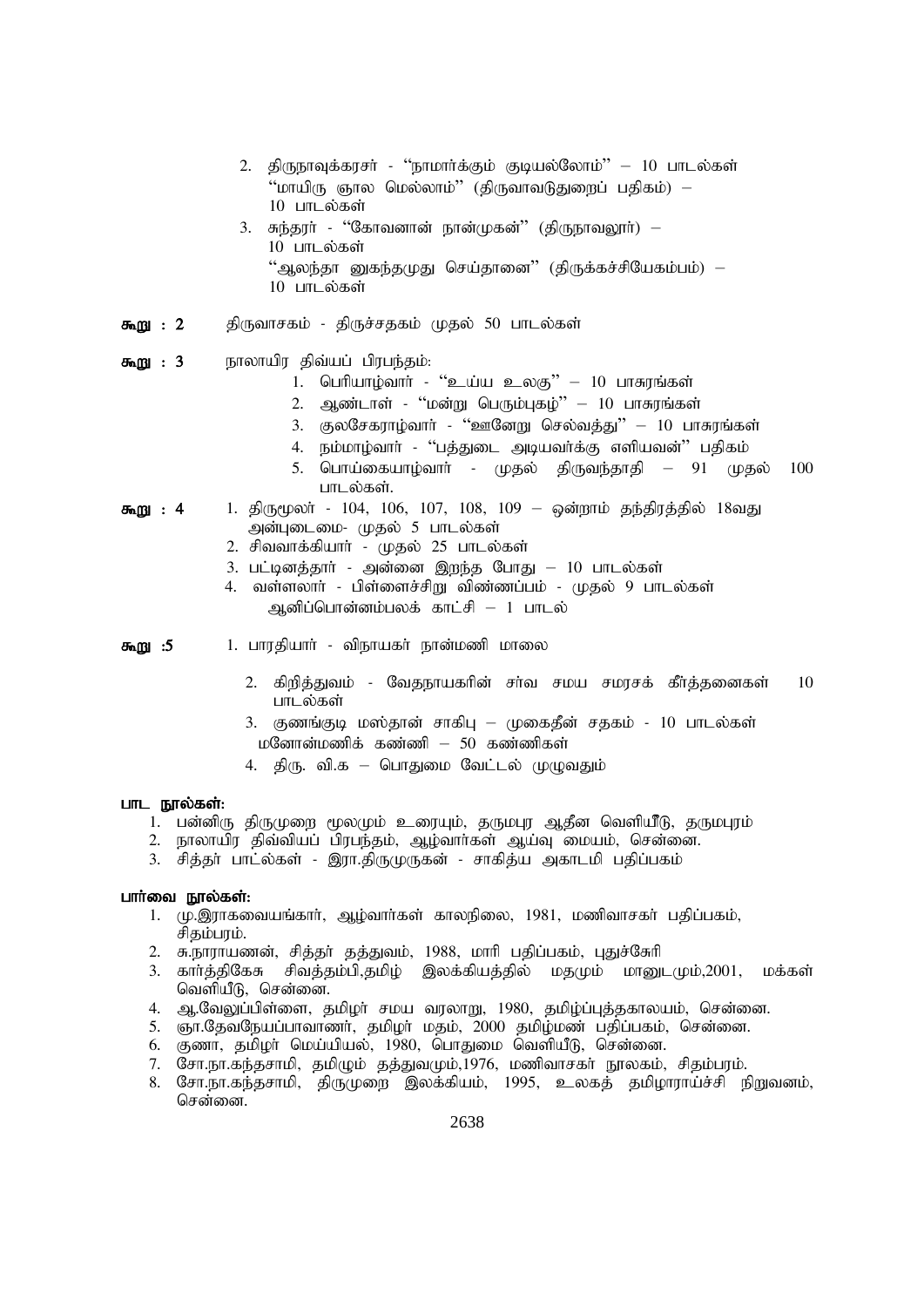2. திருநாவுக்கரசர் - "நாமார்க்கும் குடியல்லோம்" – 10 பாடல்கள்
   "மாயிரு ஞால மெல்லாம்" (திருவாவடுதுறைப் பதிகம்) – 10 பாடல்கள்
3. சுந்தரர் - "கோவனான் நான்முகன்" (திருநாவலூர்) – 10 பாடல்கள்
   "ஆலந்தா னுகந்தமுது செய்தானை" (திருக்கச்சியேகம்பம்) – 10 பாடல்கள்

**கூறு : 2** திருவாசகம் - திருச்சதகம் முதல் 50 பாடல்கள்

**கூறு : 3** நாலாயிர திவ்யப் பிரபந்தம்:

1. பெரியாழ்வார் - "உய்ய உலகு" – 10 பாசுரங்கள்
2. ஆண்டாள் - "மன்று பெரும்புகழ்" – 10 பாசுரங்கள்
3. குலசேகராழ்வார் - "ஊனேறு செல்வத்து" – 10 பாசுரங்கள்
4. நம்மாழ்வார் - "பத்துடை அடியவர்க்கு எளியவன்" பதிகம்
5. பொய்கையாழ்வார் - முதல் திருவந்தாதி – 91 முதல் 100 பாடல்கள்.

**கூறு : 4**

1. திருமூலர் - 104, 106, 107, 108, 109 – ஒன்றாம் தந்திரத்தில் 18வது அன்புடைமை- முதல் 5 பாடல்கள்
2. சிவவாக்கியார் - முதல் 25 பாடல்கள்
3. பட்டினத்தார் - அன்னை இறந்த போது – 10 பாடல்கள்
4. வள்ளலார் - பிள்ளைச்சிறு விண்ணப்பம் - முதல் 9 பாடல்கள்
   ஆனிப்பொன்னம்பலக் காட்சி – 1 பாடல்

**கூறு :5**

1. பாரதியார் - விநாயகர் நான்மணி மாலை
2. கிறித்துவம் - வேதநாயகரின் சர்வ சமய சமரசக் கீர்த்தனைகள் 10 பாடல்கள்
3. குணங்குடி மஸ்தான் சாகிபு – முகைதீன் சதகம் - 10 பாடல்கள்
   மனோன்மணிக் கண்ணி – 50 கண்ணிகள்
4. திரு. வி.க – பொதுமை வேட்டல் முழுவதும்

**பாட நூல்கள்:**

1. பன்னிரு திருமுறை மூலமும் உரையும், தருமபுர ஆதீன வெளியீடு, தருமபுரம்
2. நாலாயிர திவ்வியப் பிரபந்தம், ஆழ்வார்கள் ஆய்வு மையம், சென்னை.
3. சித்தர் பாட்ல்கள் - இரா.திருமுருகன் - சாகித்ய அகாடமி பதிப்பகம்

**பார்வை நூல்கள்:**

1. மு.இராகவையங்கார், ஆழ்வார்கள் காலநிலை, 1981, மணிவாசகர் பதிப்பகம், சிதம்பரம்.
2. சு.நாராயணன், சித்தர் தத்துவம், 1988, மாரி பதிப்பகம், புதுச்சேரி
3. கார்த்திகேசு சிவத்தம்பி,தமிழ் இலக்கியத்தில் மதமும் மானுடமும்,2001, மக்கள் வெளியீடு, சென்னை.
4. ஆ.வேலுப்பிள்ளை, தமிழர் சமய வரலாறு, 1980, தமிழ்ப்புத்தகாலயம், சென்னை.
5. ஞா.தேவநேயப்பாவாணர், தமிழர் மதம், 2000 தமிழ்மண் பதிப்பகம், சென்னை.
6. குணா, தமிழர் மெய்யியல், 1980, பொதுமை வெளியீடு, சென்னை.
7. சோ.நா.கந்தசாமி, தமிழும் தத்துவமும்,1976, மணிவாசகர் நூலகம், சிதம்பரம்.
8. சோ.நா.கந்தசாமி, திருமுறை இலக்கியம், 1995, உலகத் தமிழாராய்ச்சி நிறுவனம், சென்னை.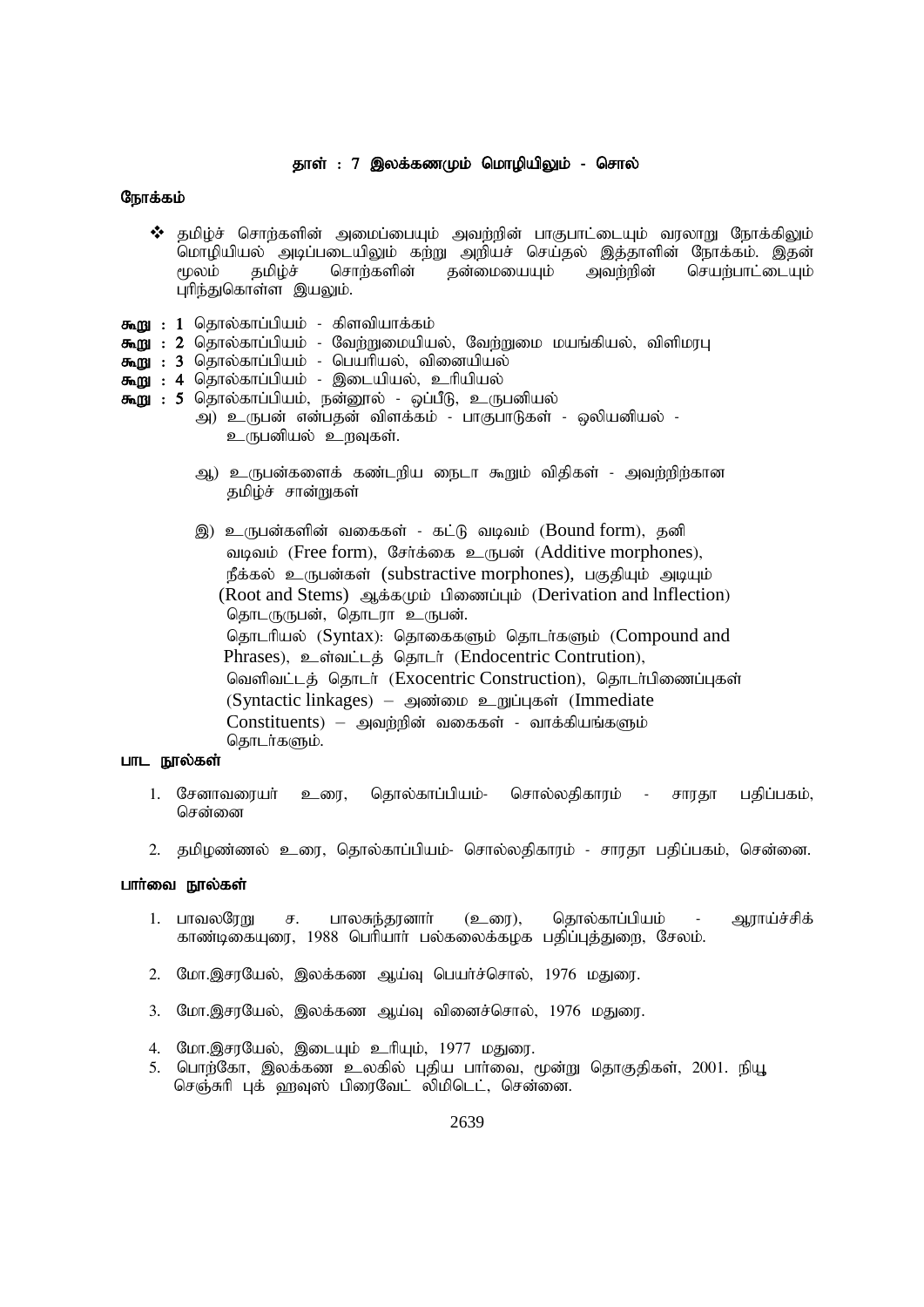## தாள் : 7 இலக்கணமும் மொழியிலும் - சொல்

### நோக்கம்

- ❖ தமிழ்ச் சொற்களின் அமைப்பையும் அவற்றின் பாகுபாட்டையும் வரலாறு நோக்கிலும் மொழியியல் அடிப்படையிலும் கற்று அறியச் செய்தல் இத்தாளின் நோக்கம். இதன் மூலம் தமிழ்ச் சொற்களின் தன்மையையும் அவற்றின் செயற்பாட்டையும் புரிந்துகொள்ள இயலும்.

**கூறு : 1** தொல்காப்பியம் - கிளவியாக்கம்

**கூறு : 2** தொல்காப்பியம் - வேற்றுமையியல், வேற்றுமை மயங்கியல், விளிமரபு

**கூறு : 3** தொல்காப்பியம் - பெயரியல், வினையியல்

**கூறு : 4** தொல்காப்பியம் - இடையியல், உரியியல்

**கூறு : 5** தொல்காப்பியம், நன்னூல் - ஒப்பீடு, உருபனியல்

அ) உருபன் என்பதன் விளக்கம் - பாகுபாடுகள் - ஒலியனியல் - உருபனியல் உறவுகள்.

ஆ) உருபன்களைக் கண்டறிய நைடா கூறும் விதிகள் - அவற்றிற்கான தமிழ்ச் சான்றுகள்

இ) உருபன்களின் வகைகள் - கட்டு வடிவம் (Bound form), தனி வடிவம் (Free form), சேர்க்கை உருபன் (Additive morphones), நீக்கல் உருபன்கள் (substractive morphones), பகுதியும் அடியும் (Root and Stems) ஆக்கமும் பிணைப்பும் (Derivation and lnflection) தொடருருபன், தொடரா உருபன்.
தொடரியல் (Syntax): தொகைகளும் தொடர்களும் (Compound and Phrases), உள்வட்டத் தொடர் (Endocentric Contrution), வெளிவட்டத் தொடர் (Exocentric Construction), தொடர்பிணைப்புகள் (Syntactic linkages) – அண்மை உறுப்புகள் (Immediate Constituents) – அவற்றின் வகைகள் - வாக்கியங்களும் தொடர்களும்.

### பாட நூல்கள்

1. சேனாவரையர் உரை, தொல்காப்பியம்- சொல்லதிகாரம் - சாரதா பதிப்பகம், சென்னை
2. தமிழண்ணல் உரை, தொல்காப்பியம்- சொல்லதிகாரம் - சாரதா பதிப்பகம், சென்னை.

### பார்வை நூல்கள்

1. பாவலரேறு ச. பாலசுந்தரனார் (உரை), தொல்காப்பியம் - ஆராய்ச்சிக் காண்டிகையுரை, 1988 பெரியார் பல்கலைக்கழக பதிப்புத்துறை, சேலம்.
2. மோ.இசரயேல், இலக்கண ஆய்வு பெயர்ச்சொல், 1976 மதுரை.
3. மோ.இசரயேல், இலக்கண ஆய்வு வினைச்சொல், 1976 மதுரை.
4. மோ.இசரயேல், இடையும் உரியும், 1977 மதுரை.
5. பொற்கோ, இலக்கண உலகில் புதிய பார்வை, மூன்று தொகுதிகள், 2001. நியூ செஞ்சுரி புக் ஹவுஸ் பிரைவேட் லிமிடெட், சென்னை.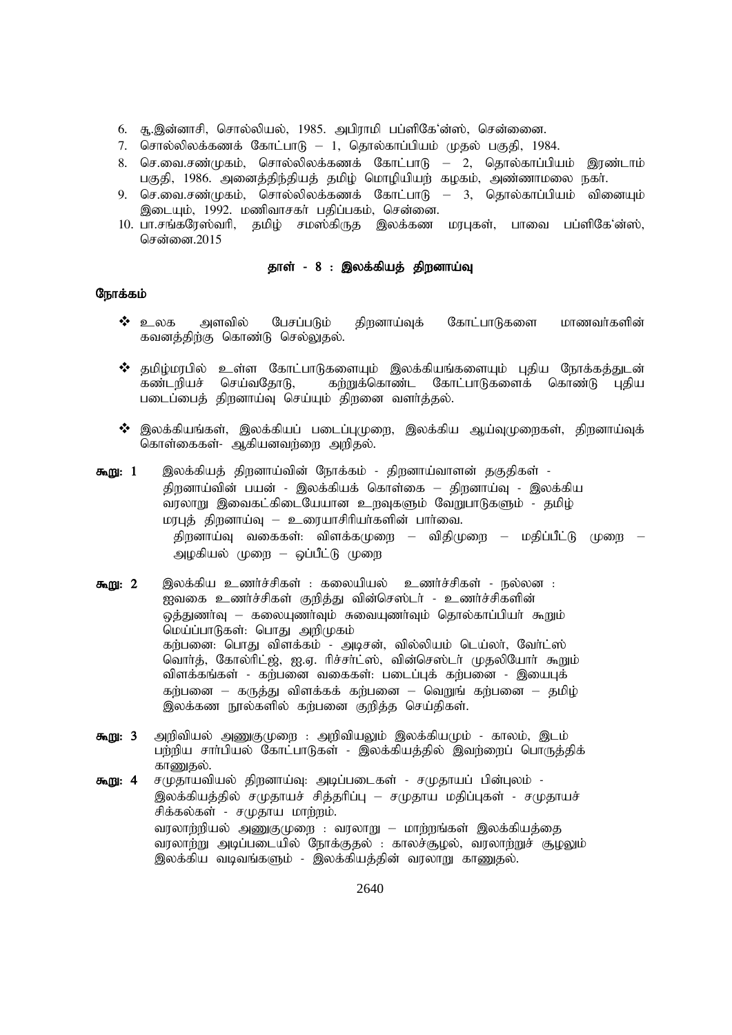6. சூ.இன்னாசி, சொல்லியல், 1985. அபிராமி பப்ளிகே'ன்ஸ், சென்னை.
7. சொல்லிலக்கணக் கோட்பாடு – 1, தொல்காப்பியம் முதல் பகுதி, 1984.
8. செ.வை.சண்முகம், சொல்லிலக்கணக் கோட்பாடு – 2, தொல்காப்பியம் இரண்டாம் பகுதி, 1986. அனைத்திந்தியத் தமிழ் மொழியியற் கழகம், அண்ணாமலை நகர்.
9. செ.வை.சண்முகம், சொல்லிலக்கணக் கோட்பாடு – 3, தொல்காப்பியம் வினையும் இடையும், 1992. மணிவாசகர் பதிப்பகம், சென்னை.
10. பா.சங்கரேஸ்வரி, தமிழ் சமஸ்கிருத இலக்கண மரபுகள், பாவை பப்ளிகே'ன்ஸ், சென்னை.2015

## தாள் - 8 : இலக்கியத் திறனாய்வு

**நோக்கம்**

- உலக அளவில் பேசப்படும் திறனாய்வுக் கோட்பாடுகளை மாணவர்களின் கவனத்திற்கு கொண்டு செல்லுதல்.
- தமிழ்மரபில் உள்ள கோட்பாடுகளையும் இலக்கியங்களையும் புதிய நோக்கத்துடன் கண்டறியச் செய்வதோடு, கற்றுக்கொண்ட கோட்பாடுகளைக் கொண்டு புதிய படைப்பைத் திறனாய்வு செய்யும் திறனை வளர்த்தல்.
- இலக்கியங்கள், இலக்கியப் படைப்புமுறை, இலக்கிய ஆய்வுமுறைகள், திறனாய்வுக் கொள்கைகள்- ஆகியனவற்றை அறிதல்.

**கூறு: 1** இலக்கியத் திறனாய்வின் நோக்கம் - திறனாய்வாளன் தகுதிகள் - திறனாய்வின் பயன் - இலக்கியக் கொள்கை – திறனாய்வு - இலக்கிய வரலாறு இவைகட்கிடையேயான உறவுகளும் வேறுபாடுகளும் - தமிழ் மரபுத் திறனாய்வு – உரையாசிரியர்களின் பார்வை.
திறனாய்வு வகைகள்: விளக்கமுறை – விதிமுறை – மதிப்பீட்டு முறை – அழகியல் முறை – ஒப்பீட்டு முறை

**கூறு: 2** இலக்கிய உணர்ச்சிகள் : கலையியல் உணர்ச்சிகள் - நல்லன : ஐவகை உணர்ச்சிகள் குறித்து வின்செஸ்டர் - உணர்ச்சிகளின் ஒத்துணர்வு – கலையுணர்வும் சுவையுணர்வும் தொல்காப்பியர் கூறும் மெய்ப்பாடுகள்: பொது அறிமுகம்
கற்பனை: பொது விளக்கம் - அடிசன், வில்லியம் டெய்லர், வேர்ட்ஸ் வொர்த், கோல்ரிட்ஜ், ஐ.ஏ. ரிச்சர்ட்ஸ், வின்செஸ்டர் முதலியோர் கூறும் விளக்கங்கள் - கற்பனை வகைகள்: படைப்புக் கற்பனை - இயைபுக் கற்பனை – கருத்து விளக்கக் கற்பனை – வெறுங் கற்பனை – தமிழ் இலக்கண நூல்களில் கற்பனை குறித்த செய்திகள்.

**கூறு: 3** அறிவியல் அணுகுமுறை : அறிவியலும் இலக்கியமும் - காலம், இடம் பற்றிய சார்பியல் கோட்பாடுகள் - இலக்கியத்தில் இவற்றைப் பொருத்திக் காணுதல்.

**கூறு: 4** சமுதாயவியல் திறனாய்வு: அடிப்படைகள் - சமுதாயப் பின்புலம் - இலக்கியத்தில் சமுதாயச் சித்தரிப்பு – சமுதாய மதிப்புகள் - சமுதாயச் சிக்கல்கள் - சமுதாய மாற்றம்.
வரலாற்றியல் அணுகுமுறை : வரலாறு – மாற்றங்கள் இலக்கியத்தை வரலாற்று அடிப்படையில் நோக்குதல் : காலச்சூழல், வரலாற்றுச் சூழலும் இலக்கிய வடிவங்களும் - இலக்கியத்தின் வரலாறு காணுதல்.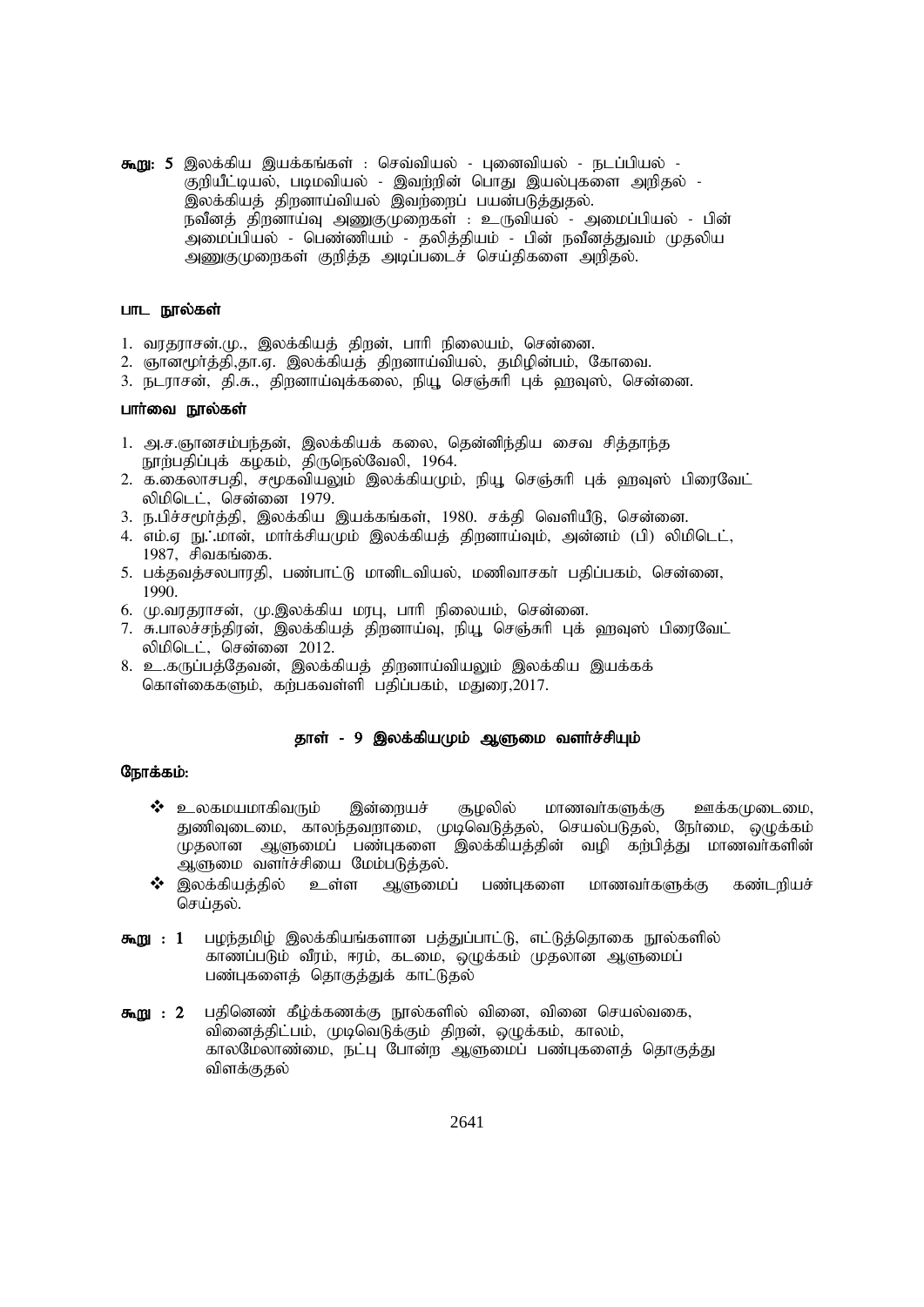**கூறு: 5** இலக்கிய இயக்கங்கள் : செவ்வியல் - புனைவியல் - நடப்பியல் - குறியீட்டியல், படிமவியல் - இவற்றின் பொது இயல்புகளை அறிதல் - இலக்கியத் திறனாய்வியல் இவற்றைப் பயன்படுத்துதல். நவீனத் திறனாய்வு அணுகுமுறைகள் : உருவியல் - அமைப்பியல் - பின் அமைப்பியல் - பெண்ணியம் - தலித்தியம் - பின் நவீனத்துவம் முதலிய அணுகுமுறைகள் குறித்த அடிப்படைச் செய்திகளை அறிதல்.

**பாட நூல்கள்**

1. வரதராசன்.மு., இலக்கியத் திறன், பாரி நிலையம், சென்னை.
2. ஞானமூர்த்தி,தா.ஏ. இலக்கியத் திறனாய்வியல், தமிழின்பம், கோவை.
3. நடராசன், தி.சு., திறனாய்வுக்கலை, நியூ செஞ்சுரி புக் ஹவுஸ், சென்னை.

**பார்வை நூல்கள்**

1. அ.ச.ஞானசம்பந்தன், இலக்கியக் கலை, தென்னிந்திய சைவ சித்தாந்த நூற்பதிப்புக் கழகம், திருநெல்வேலி, 1964.
2. க.கைலாசபதி, சமூகவியலும் இலக்கியமும், நியூ செஞ்சுரி புக் ஹவுஸ் பிரைவேட் லிமிடெட், சென்னை 1979.
3. ந.பிச்சமூர்த்தி, இலக்கிய இயக்கங்கள், 1980. சக்தி வெளியீடு, சென்னை.
4. எம்.ஏ நுஃமான், மார்க்சியமும் இலக்கியத் திறனாய்வும், அன்னம் (பி) லிமிடெட், 1987, சிவகங்கை.
5. பக்தவத்சலபாரதி, பண்பாட்டு மானிடவியல், மணிவாசகர் பதிப்பகம், சென்னை, 1990.
6. மு.வரதராசன், மு.இலக்கிய மரபு, பாரி நிலையம், சென்னை.
7. சு.பாலச்சந்திரன், இலக்கியத் திறனாய்வு, நியூ செஞ்சுரி புக் ஹவுஸ் பிரைவேட் லிமிடெட், சென்னை 2012.
8. உ.கருப்பத்தேவன், இலக்கியத் திறனாய்வியலும் இலக்கிய இயக்கக் கொள்கைகளும், கற்பகவள்ளி பதிப்பகம், மதுரை,2017.

## தாள் - 9 இலக்கியமும் ஆளுமை வளர்ச்சியும்

**நோக்கம்:**

- உலகமயமாகிவரும் இன்றையச் சூழலில் மாணவர்களுக்கு ஊக்கமுடைமை, துணிவுடைமை, காலந்தவறாமை, முடிவெடுத்தல், செயல்படுதல், நேர்மை, ஒழுக்கம் முதலான ஆளுமைப் பண்புகளை இலக்கியத்தின் வழி கற்பித்து மாணவர்களின் ஆளுமை வளர்ச்சியை மேம்படுத்தல்.
- இலக்கியத்தில் உள்ள ஆளுமைப் பண்புகளை மாணவர்களுக்கு கண்டறியச் செய்தல்.

**கூறு : 1** பழந்தமிழ் இலக்கியங்களான பத்துப்பாட்டு, எட்டுத்தொகை நூல்களில் காணப்படும் வீரம், ஈரம், கடமை, ஒழுக்கம் முதலான ஆளுமைப் பண்புகளைத் தொகுத்துக் காட்டுதல்

**கூறு : 2** பதினெண் கீழ்க்கணக்கு நூல்களில் வினை, வினை செயல்வகை, வினைத்திட்பம், முடிவெடுக்கும் திறன், ஒழுக்கம், காலம், காலமேலாண்மை, நட்பு போன்ற ஆளுமைப் பண்புகளைத் தொகுத்து விளக்குதல்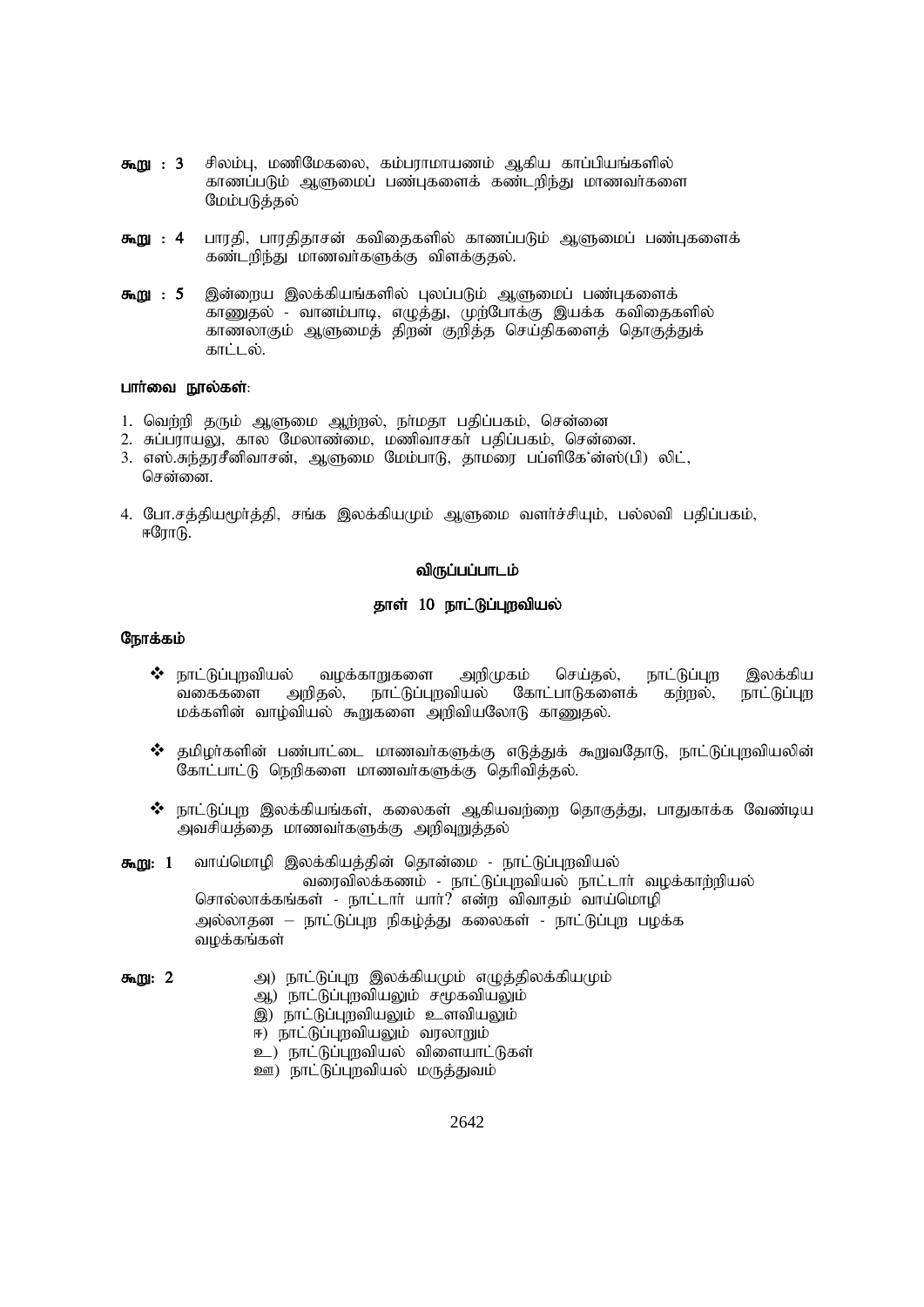**கூறு : 3** சிலம்பு, மணிமேகலை, கம்பராமாயணம் ஆகிய காப்பியங்களில் காணப்படும் ஆளுமைப் பண்புகளைக் கண்டறிந்து மாணவர்களை மேம்படுத்தல்

**கூறு : 4** பாரதி, பாரதிதாசன் கவிதைகளில் காணப்படும் ஆளுமைப் பண்புகளைக் கண்டறிந்து மாணவர்களுக்கு விளக்குதல்.

**கூறு : 5** இன்றைய இலக்கியங்களில் புலப்படும் ஆளுமைப் பண்புகளைக் காணுதல் - வானம்பாடி, எழுத்து, முற்போக்கு இயக்க கவிதைகளில் காணலாகும் ஆளுமைத் திறன் குறித்த செய்திகளைத் தொகுத்துக் காட்டல்.

**பார்வை நூல்கள்**:

1. வெற்றி தரும் ஆளுமை ஆற்றல், நர்மதா பதிப்பகம், சென்னை
2. சுப்பராயலு, கால மேலாண்மை, மணிவாசகர் பதிப்பகம், சென்னை.
3. எஸ்.சுந்தரசீனிவாசன், ஆளுமை மேம்பாடு, தாமரை பப்ளிகேஷன்ஸ்(பி) லிட், சென்னை.
4. போ.சத்தியமூர்த்தி, சங்க இலக்கியமும் ஆளுமை வளர்ச்சியும், பல்லவி பதிப்பகம், ஈரோடு.

## விருப்பப்பாடம்

## தாள் 10 நாட்டுப்புறவியல்

**நோக்கம்**

- ❖ நாட்டுப்புறவியல் வழக்காறுகளை அறிமுகம் செய்தல், நாட்டுப்புற இலக்கிய வகைகளை அறிதல், நாட்டுப்புறவியல் கோட்பாடுகளைக் கற்றல், நாட்டுப்புற மக்களின் வாழ்வியல் கூறுகளை அறிவியலோடு காணுதல்.
- ❖ தமிழர்களின் பண்பாட்டை மாணவர்களுக்கு எடுத்துக் கூறுவதோடு, நாட்டுப்புறவியலின் கோட்பாட்டு நெறிகளை மாணவர்களுக்கு தெரிவித்தல்.
- ❖ நாட்டுப்புற இலக்கியங்கள், கலைகள் ஆகியவற்றை தொகுத்து, பாதுகாக்க வேண்டிய அவசியத்தை மாணவர்களுக்கு அறிவுறுத்தல்

**கூறு: 1** வாய்மொழி இலக்கியத்தின் தொன்மை - நாட்டுப்புறவியல் வரைவிலக்கணம் - நாட்டுப்புறவியல் நாட்டார் வழக்காற்றியல் சொல்லாக்கங்கள் - நாட்டார் யார்? என்ற விவாதம் வாய்மொழி அல்லாதன – நாட்டுப்புற நிகழ்த்து கலைகள் - நாட்டுப்புற பழக்க வழக்கங்கள்

**கூறு: 2**
அ) நாட்டுப்புற இலக்கியமும் எழுத்திலக்கியமும்
ஆ) நாட்டுப்புறவியலும் சமூகவியலும்
இ) நாட்டுப்புறவியலும் உளவியலும்
ஈ) நாட்டுப்புறவியலும் வரலாறும்
உ) நாட்டுப்புறவியல் விளையாட்டுகள்
ஊ) நாட்டுப்புறவியல் மருத்துவம்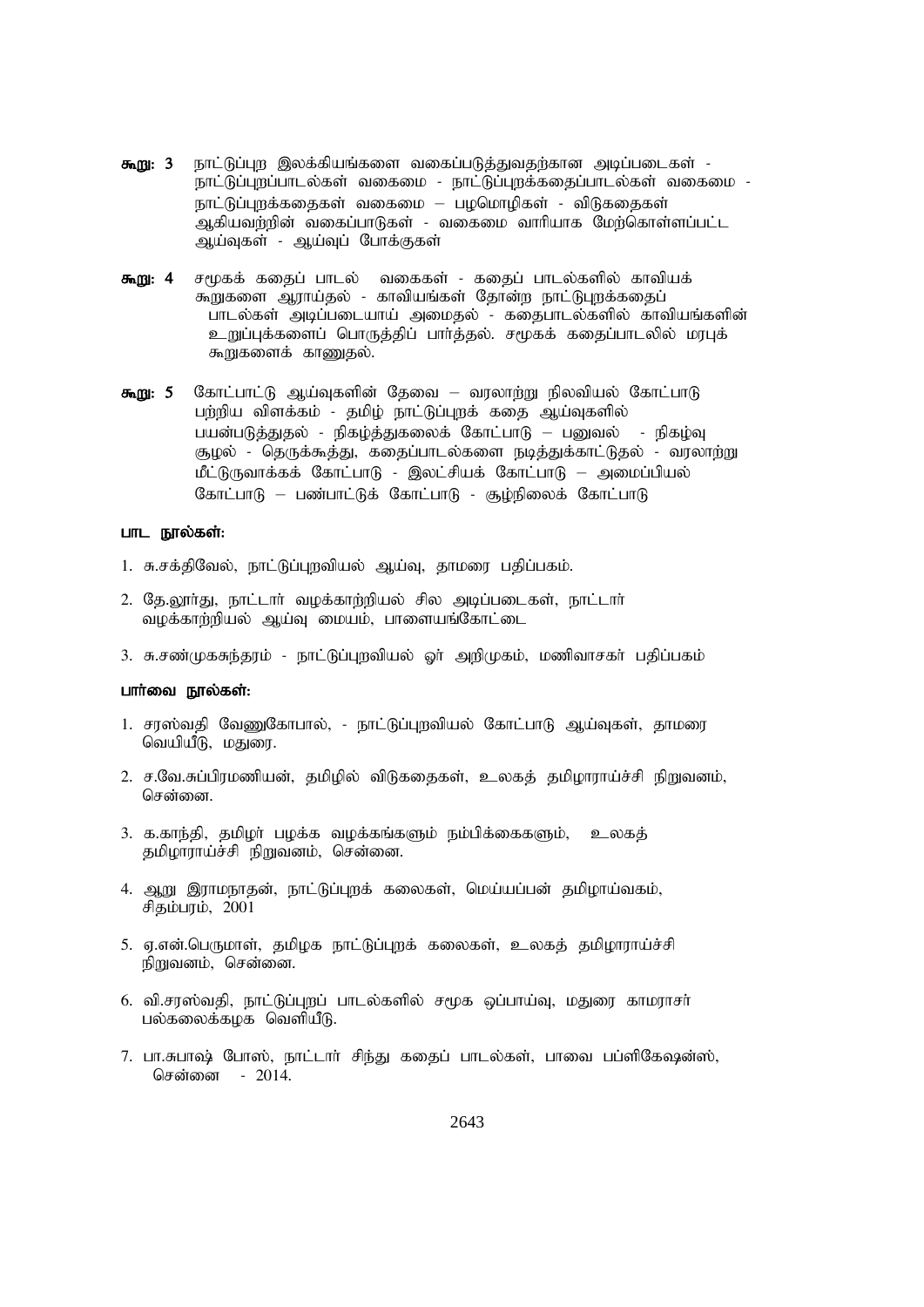**கூறு: 3** நாட்டுப்புற இலக்கியங்களை வகைப்படுத்துவதற்கான அடிப்படைகள் - நாட்டுப்புறப்பாடல்கள் வகைமை - நாட்டுப்புறக்கதைப்பாடல்கள் வகைமை - நாட்டுப்புறக்கதைகள் வகைமை – பழமொழிகள் - விடுகதைகள் ஆகியவற்றின் வகைப்பாடுகள் - வகைமை வாரியாக மேற்கொள்ளப்பட்ட ஆய்வுகள் - ஆய்வுப் போக்குகள்

**கூறு: 4** சமூகக் கதைப் பாடல் வகைகள் - கதைப் பாடல்களில் காவியக் கூறுகளை ஆராய்தல் - காவியங்கள் தோன்ற நாட்டுபுறக்கதைப் பாடல்கள் அடிப்படையாய் அமைதல் - கதைபாடல்களில் காவியங்களின் உறுப்புக்களைப் பொருத்திப் பார்த்தல். சமூகக் கதைப்பாடலில் மரபுக் கூறுகளைக் காணுதல்.

**கூறு: 5** கோட்பாட்டு ஆய்வுகளின் தேவை – வரலாற்று நிலவியல் கோட்பாடு பற்றிய விளக்கம் - தமிழ் நாட்டுப்புறக் கதை ஆய்வுகளில் பயன்படுத்துதல் - நிகழ்த்துகலைக் கோட்பாடு – பனுவல் - நிகழ்வு சூழல் - தெருக்கூத்து, கதைப்பாடல்களை நடித்துக்காட்டுதல் - வரலாற்று மீட்டுருவாக்கக் கோட்பாடு - இலட்சியக் கோட்பாடு – அமைப்பியல் கோட்பாடு – பண்பாட்டுக் கோட்பாடு - சூழ்நிலைக் கோட்பாடு

**பாட நூல்கள்:**

1. சு.சக்திவேல், நாட்டுப்புறவியல் ஆய்வு, தாமரை பதிப்பகம்.
2. தே.லூர்து, நாட்டார் வழக்காற்றியல் சில அடிப்படைகள், நாட்டார் வழக்காற்றியல் ஆய்வு மையம், பாளையங்கோட்டை
3. சு.சண்முகசுந்தரம் - நாட்டுப்புறவியல் ஓர் அறிமுகம், மணிவாசகர் பதிப்பகம்

**பார்வை நூல்கள்:**

1. சரஸ்வதி வேணுகோபால், - நாட்டுப்புறவியல் கோட்பாடு ஆய்வுகள், தாமரை வெயியீடு, மதுரை.
2. ச.வே.சுப்பிரமணியன், தமிழில் விடுகதைகள், உலகத் தமிழாராய்ச்சி நிறுவனம், சென்னை.
3. க.காந்தி, தமிழர் பழக்க வழக்கங்களும் நம்பிக்கைகளும், உலகத் தமிழாராய்ச்சி நிறுவனம், சென்னை.
4. ஆறு இராமநாதன், நாட்டுப்புறக் கலைகள், மெய்யப்பன் தமிழாய்வகம், சிதம்பரம், 2001
5. ஏ.என்.பெருமாள், தமிழக நாட்டுப்புறக் கலைகள், உலகத் தமிழாராய்ச்சி நிறுவனம், சென்னை.
6. வி.சரஸ்வதி, நாட்டுப்புறப் பாடல்களில் சமூக ஒப்பாய்வு, மதுரை காமராசர் பல்கலைக்கழக வெளியீடு.
7. பா.சுபாஷ் போஸ், நாட்டார் சிந்து கதைப் பாடல்கள், பாவை பப்ளிகேஷன்ஸ், சென்னை - 2014.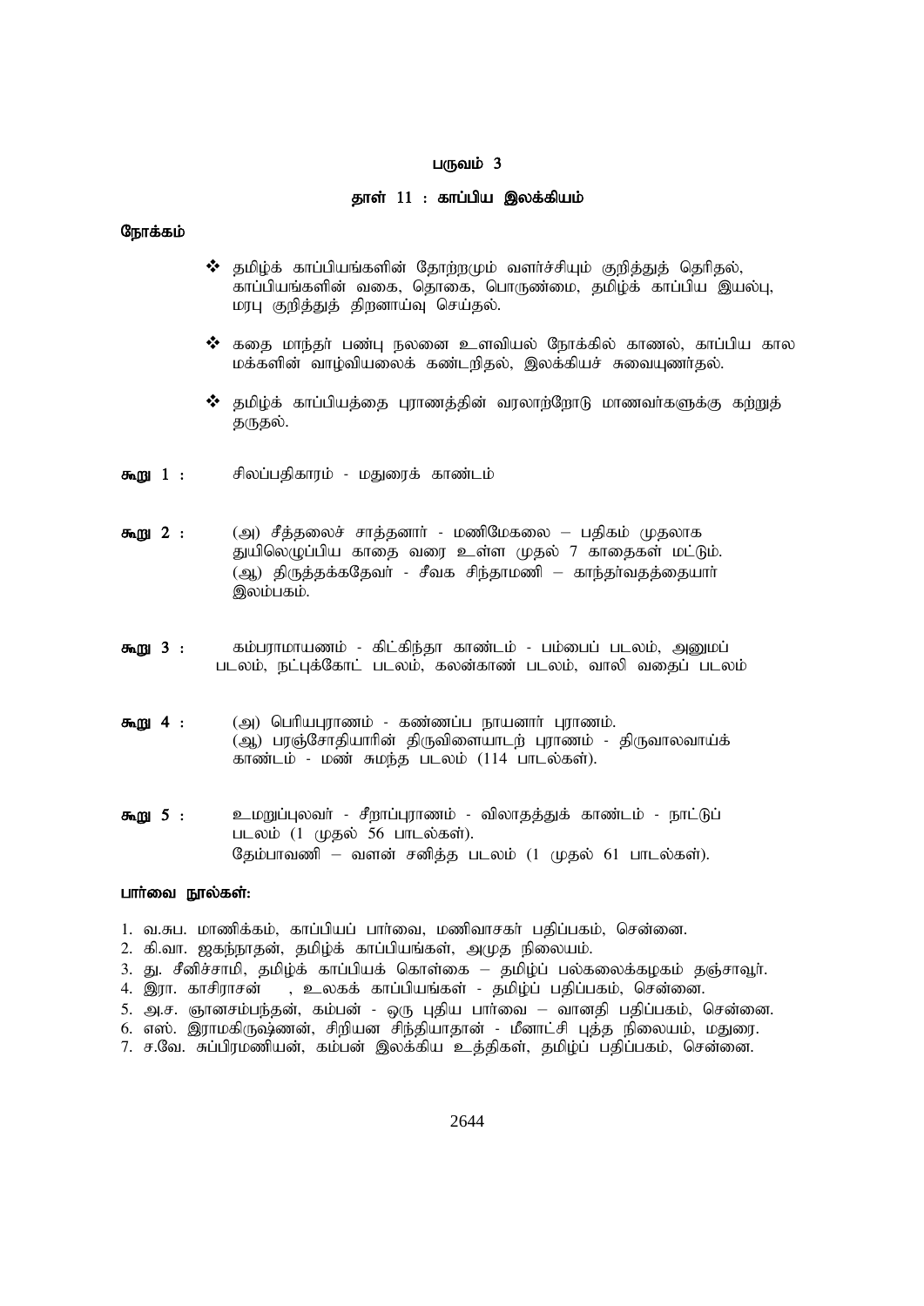## பருவம் 3

### தாள் 11 : காப்பிய இலக்கியம்

**நோக்கம்**

- ❖ தமிழ்க் காப்பியங்களின் தோற்றமும் வளர்ச்சியும் குறித்துத் தெரிதல், காப்பியங்களின் வகை, தொகை, பொருண்மை, தமிழ்க் காப்பிய இயல்பு, மரபு குறித்துத் திறனாய்வு செய்தல்.
- ❖ கதை மாந்தர் பண்பு நலனை உளவியல் நோக்கில் காணல், காப்பிய கால மக்களின் வாழ்வியலைக் கண்டறிதல், இலக்கியச் சுவையுணர்தல்.
- ❖ தமிழ்க் காப்பியத்தை புராணத்தின் வரலாற்றோடு மாணவர்களுக்கு கற்றுத் தருதல்.

**கூறு 1 :** சிலப்பதிகாரம் - மதுரைக் காண்டம்

**கூறு 2 :** (அ) சீத்தலைச் சாத்தனார் - மணிமேகலை – பதிகம் முதலாக துயிலெழுப்பிய காதை வரை உள்ள முதல் 7 காதைகள் மட்டும்.
(ஆ) திருத்தக்கதேவர் - சீவக சிந்தாமணி – காந்தர்வதத்தையார் இலம்பகம்.

**கூறு 3 :** கம்பராமாயணம் - கிட்கிந்தா காண்டம் - பம்பைப் படலம், அனுமப் படலம், நட்புக்கோட் படலம், கலன்காண் படலம், வாலி வதைப் படலம்

**கூறு 4 :** (அ) பெரியபுராணம் - கண்ணப்ப நாயனார் புராணம்.
(ஆ) பரஞ்சோதியாரின் திருவிளையாடற் புராணம் - திருவாலவாய்க் காண்டம் - மண் சுமந்த படலம் (114 பாடல்கள்).

**கூறு 5 :** உமறுப்புலவர் - சீறாப்புராணம் - விலாதத்துக் காண்டம் - நாட்டுப் படலம் (1 முதல் 56 பாடல்கள்).
தேம்பாவணி – வளன் சனித்த படலம் (1 முதல் 61 பாடல்கள்).

**பார்வை நூல்கள்:**

1. வ.சுப. மாணிக்கம், காப்பியப் பார்வை, மணிவாசகர் பதிப்பகம், சென்னை.
2. கி.வா. ஜகந்நாதன், தமிழ்க் காப்பியங்கள், அமுத நிலையம்.
3. து. சீனிச்சாமி, தமிழ்க் காப்பியக் கொள்கை – தமிழ்ப் பல்கலைக்கழகம் தஞ்சாவூர்.
4. இரா. காசிராசன் , உலகக் காப்பியங்கள் - தமிழ்ப் பதிப்பகம், சென்னை.
5. அ.ச. ஞானசம்பந்தன், கம்பன் - ஒரு புதிய பார்வை – வானதி பதிப்பகம், சென்னை.
6. எஸ். இராமகிருஷ்ணன், சிறியன சிந்தியாதான் - மீனாட்சி புத்த நிலையம், மதுரை.
7. ச.வே. சுப்பிரமணியன், கம்பன் இலக்கிய உத்திகள், தமிழ்ப் பதிப்பகம், சென்னை.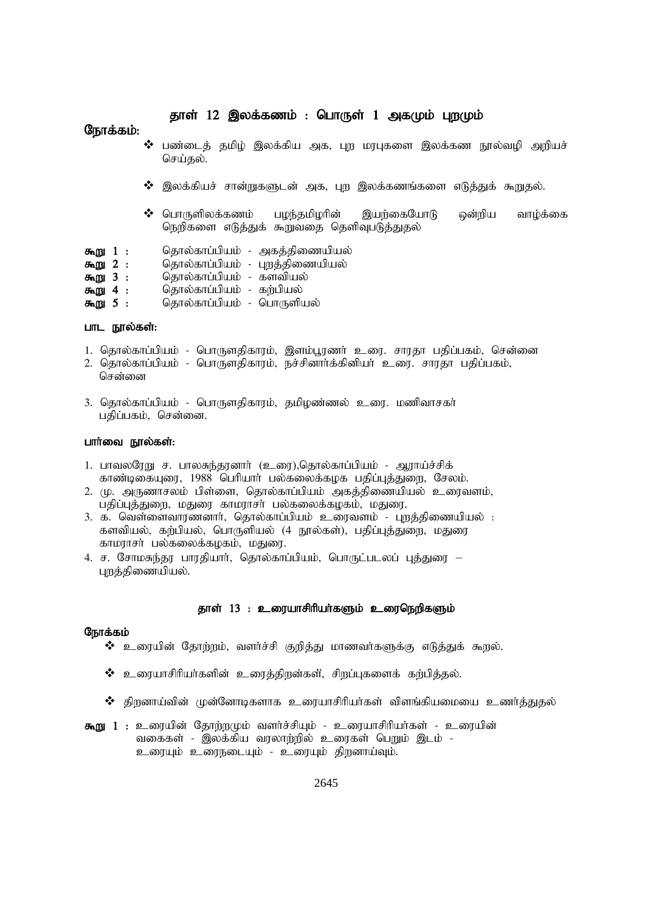## தாள் 12 இலக்கணம் : பொருள் 1 அகமும் புறமும்

**நோக்கம்:**

- ❖ பண்டைத் தமிழ் இலக்கிய அக, புற மரபுகளை இலக்கண நூல்வழி அறியச் செய்தல்.
- ❖ இலக்கியச் சான்றுகளுடன் அக, புற இலக்கணங்களை எடுத்துக் கூறுதல்.
- ❖ பொருளிலக்கணம் பழந்தமிழரின் இயற்கையோடு ஒன்றிய வாழ்க்கை நெறிகளை எடுத்துக் கூறுவதை தெளிவுபடுத்துதல்

**கூறு 1 :** தொல்காப்பியம் - அகத்திணையியல்
**கூறு 2 :** தொல்காப்பியம் - புறத்திணையியல்
**கூறு 3 :** தொல்காப்பியம் - களவியல்
**கூறு 4 :** தொல்காப்பியம் - கற்பியல்
**கூறு 5 :** தொல்காப்பியம் - பொருளியல்

**பாட நூல்கள்:**

1. தொல்காப்பியம் - பொருளதிகாரம், இளம்பூரணர் உரை. சாரதா பதிப்பகம், சென்னை
2. தொல்காப்பியம் - பொருளதிகாரம், நச்சினார்க்கினியர் உரை. சாரதா பதிப்பகம், சென்னை
3. தொல்காப்பியம் - பொருளதிகாரம், தமிழண்ணல் உரை. மணிவாசகர் பதிப்பகம், சென்னை.

**பார்வை நூல்கள்:**

1. பாவலரேறு ச. பாலசுந்தரனார் (உரை),தொல்காப்பியம் - ஆராய்ச்சிக் காண்டிகையுரை, 1988 பெரியார் பல்கலைக்கழக பதிப்புத்துறை, சேலம்.
2. மு. அருணாசலம் பிள்ளை, தொல்காப்பியம் அகத்திணையியல் உரைவளம், பதிப்புத்துறை, மதுரை காமராசர் பல்கலைக்கழகம், மதுரை.
3. க. வெள்ளைவாரணனார், தொல்காப்பியம் உரைவளம் - புறத்திணையியல் : களவியல், கற்பியல், பொருளியல் (4 நூல்கள்), பதிப்புத்துறை, மதுரை காமராசர் பல்கலைக்கழகம், மதுரை.
4. ச. சோமசுந்தர பாரதியார், தொல்காப்பியம், பொருட்படலப் புத்துரை – புறத்திணையியல்.

## தாள் 13 : உரையாசிரியர்களும் உரைநெறிகளும்

**நோக்கம்**

- ❖ உரையின் தோற்றம், வளர்ச்சி குறித்து மாணவர்களுக்கு எடுத்துக் கூறல்.
- ❖ உரையாசிரியர்களின் உரைத்திறன்கள், சிறப்புகளைக் கற்பித்தல்.
- ❖ திறனாய்வின் முன்னோடிகளாக உரையாசிரியர்கள் விளங்கியமையை உணர்த்துதல்

**கூறு 1 :** உரையின் தோற்றமும் வளர்ச்சியும் - உரையாசிரியர்கள் - உரையின் வகைகள் - இலக்கிய வரலாற்றில் உரைகள் பெறும் இடம் - உரையும் உரைநடையும் - உரையும் திறனாய்வும்.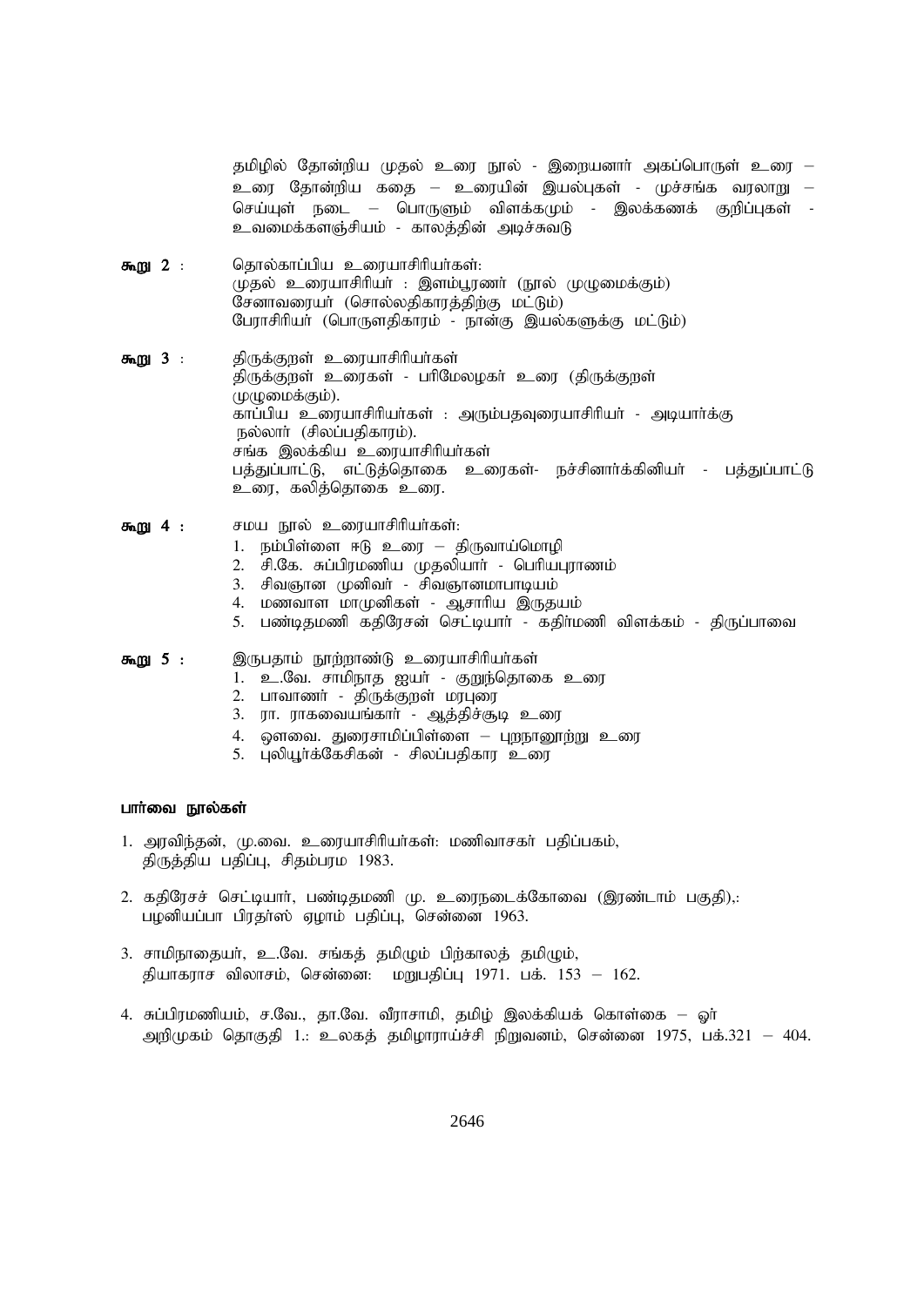தமிழில் தோன்றிய முதல் உரை நூல் - இறையனார் அகப்பொருள் உரை – உரை தோன்றிய கதை – உரையின் இயல்புகள் - முச்சங்க வரலாறு – செய்யுள் நடை – பொருளும் விளக்கமும் - இலக்கணக் குறிப்புகள் - உவமைக்களஞ்சியம் - காலத்தின் அடிச்சுவடு

**கூறு 2 :** தொல்காப்பிய உரையாசிரியர்கள்:
முதல் உரையாசிரியர் : இளம்பூரணர் (நூல் முழுமைக்கும்)
சேனாவரையர் (சொல்லதிகாரத்திற்கு மட்டும்)
பேராசிரியர் (பொருளதிகாரம் - நான்கு இயல்களுக்கு மட்டும்)

**கூறு 3 :** திருக்குறள் உரையாசிரியர்கள்
திருக்குறள் உரைகள் - பரிமேலழகர் உரை (திருக்குறள் முழுமைக்கும்).
காப்பிய உரையாசிரியர்கள் : அரும்பதவுரையாசிரியர் - அடியார்க்கு நல்லார் (சிலப்பதிகாரம்).
சங்க இலக்கிய உரையாசிரியர்கள்
பத்துப்பாட்டு, எட்டுத்தொகை உரைகள்- நச்சினார்க்கினியர் - பத்துப்பாட்டு உரை, கலித்தொகை உரை.

**கூறு 4 :** சமய நூல் உரையாசிரியர்கள்:
1. நம்பிள்ளை ஈடு உரை – திருவாய்மொழி
2. சி.கே. சுப்பிரமணிய முதலியார் - பெரியபுராணம்
3. சிவஞான முனிவர் - சிவஞானமாபாடியம்
4. மணவாள மாமுனிகள் - ஆசாரிய இருதயம்
5. பண்டிதமணி கதிரேசன் செட்டியார் - கதிர்மணி விளக்கம் - திருப்பாவை

**கூறு 5 :** இருபதாம் நூற்றாண்டு உரையாசிரியர்கள்
1. உ.வே. சாமிநாத ஐயர் - குறுந்தொகை உரை
2. பாவாணர் - திருக்குறள் மரபுரை
3. ரா. ராகவையங்கார் - ஆத்திச்சூடி உரை
4. ஔவை. துரைசாமிப்பிள்ளை – புறநானூற்று உரை
5. புலியூர்க்கேசிகன் - சிலப்பதிகார உரை

### பார்வை நூல்கள்

1. அரவிந்தன், மு.வை. உரையாசிரியர்கள்: மணிவாசகர் பதிப்பகம், திருத்திய பதிப்பு, சிதம்பரம 1983.
2. கதிரேசச் செட்டியார், பண்டிதமணி மு. உரைநடைக்கோவை (இரண்டாம் பகுதி),: பழனியப்பா பிரதர்ஸ் ஏழாம் பதிப்பு, சென்னை 1963.
3. சாமிநாதையர், உ.வே. சங்கத் தமிழும் பிற்காலத் தமிழும், தியாகராச விலாசம், சென்னை: மறுபதிப்பு 1971. பக். 153 – 162.
4. சுப்பிரமணியம், ச.வே., தா.வே. வீராசாமி, தமிழ் இலக்கியக் கொள்கை – ஓர் அறிமுகம் தொகுதி 1.: உலகத் தமிழாராய்ச்சி நிறுவனம், சென்னை 1975, பக்.321 – 404.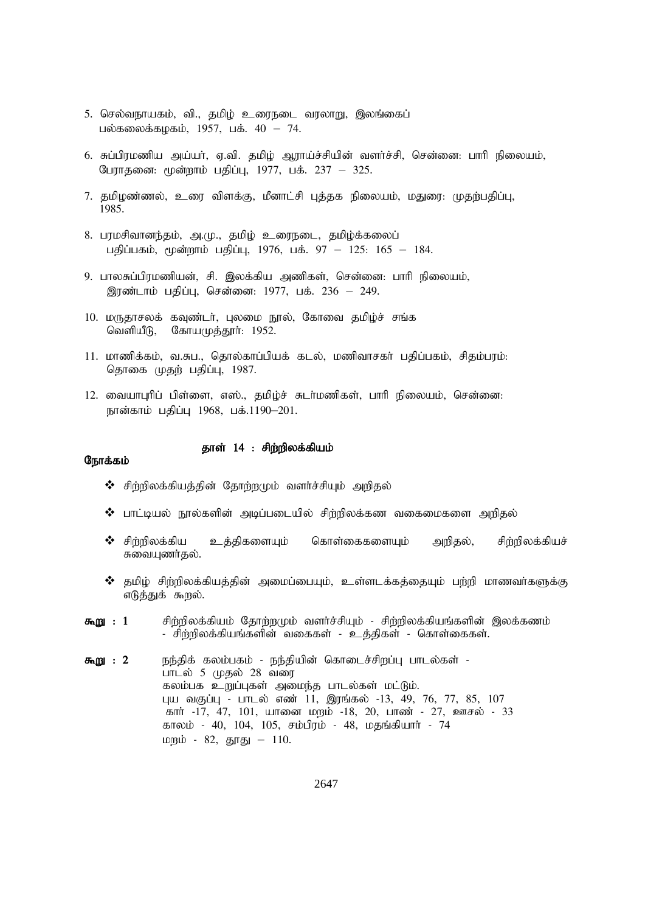5. செல்வநாயகம், வி., தமிழ் உரைநடை வரலாறு, இலங்கைப் பல்கலைக்கழகம், 1957, பக். 40 – 74.

6. சுப்பிரமணிய அய்யர், ஏ.வி. தமிழ் ஆராய்ச்சியின் வளர்ச்சி, சென்னை: பாரி நிலையம், பேராதனை: மூன்றாம் பதிப்பு, 1977, பக். 237 – 325.

7. தமிழண்ணல், உரை விளக்கு, மீனாட்சி புத்தக நிலையம், மதுரை: முதற்பதிப்பு, 1985.

8. பரமசிவானந்தம், அ.மு., தமிழ் உரைநடை, தமிழ்க்கலைப் பதிப்பகம், மூன்றாம் பதிப்பு, 1976, பக். 97 – 125: 165 – 184.

9. பாலசுப்பிரமணியன், சி. இலக்கிய அணிகள், சென்னை: பாரி நிலையம், இரண்டாம் பதிப்பு, சென்னை: 1977, பக். 236 – 249.

10. மருதாசலக் கவுண்டர், புலமை நூல், கோவை தமிழ்ச் சங்க வெளியீடு, கோயமுத்தூர்: 1952.

11. மாணிக்கம், வ.சுப., தொல்காப்பியக் கடல், மணிவாசகர் பதிப்பகம், சிதம்பரம்: தொகை முதற் பதிப்பு, 1987.

12. வையாபுரிப் பிள்ளை, எஸ்., தமிழ்ச் சுடர்மணிகள், பாரி நிலையம், சென்னை: நான்காம் பதிப்பு 1968, பக்.1190–201.

## தாள் 14 : சிற்றிலக்கியம்

**நோக்கம்**

- சிற்றிலக்கியத்தின் தோற்றமும் வளர்ச்சியும் அறிதல்
- பாட்டியல் நூல்களின் அடிப்படையில் சிற்றிலக்கண வகைமைகளை அறிதல்
- சிற்றிலக்கிய உத்திகளையும் கொள்கைகளையும் அறிதல், சிற்றிலக்கியச் சுவையுணர்தல்.
- தமிழ் சிற்றிலக்கியத்தின் அமைப்பையும், உள்ளடக்கத்தையும் பற்றி மாணவர்களுக்கு எடுத்துக் கூறல்.

**கூறு : 1** சிற்றிலக்கியம் தோற்றமும் வளர்ச்சியும் - சிற்றிலக்கியங்களின் இலக்கணம் - சிற்றிலக்கியங்களின் வகைகள் - உத்திகள் - கொள்கைகள்.

**கூறு : 2** நந்திக் கலம்பகம் - நந்தியின் கொடைச்சிறப்பு பாடல்கள் - பாடல் 5 முதல் 28 வரை
கலம்பக உறுப்புகள் அமைந்த பாடல்கள் மட்டும்.
புய வகுப்பு - பாடல் எண் 11, இரங்கல் -13, 49, 76, 77, 85, 107
கார் -17, 47, 101, யானை மறம் -18, 20, பாண் - 27, ஊசல் - 33
காலம் - 40, 104, 105, சம்பிரம் - 48, மதங்கியார் - 74
மறம் - 82, தூது – 110.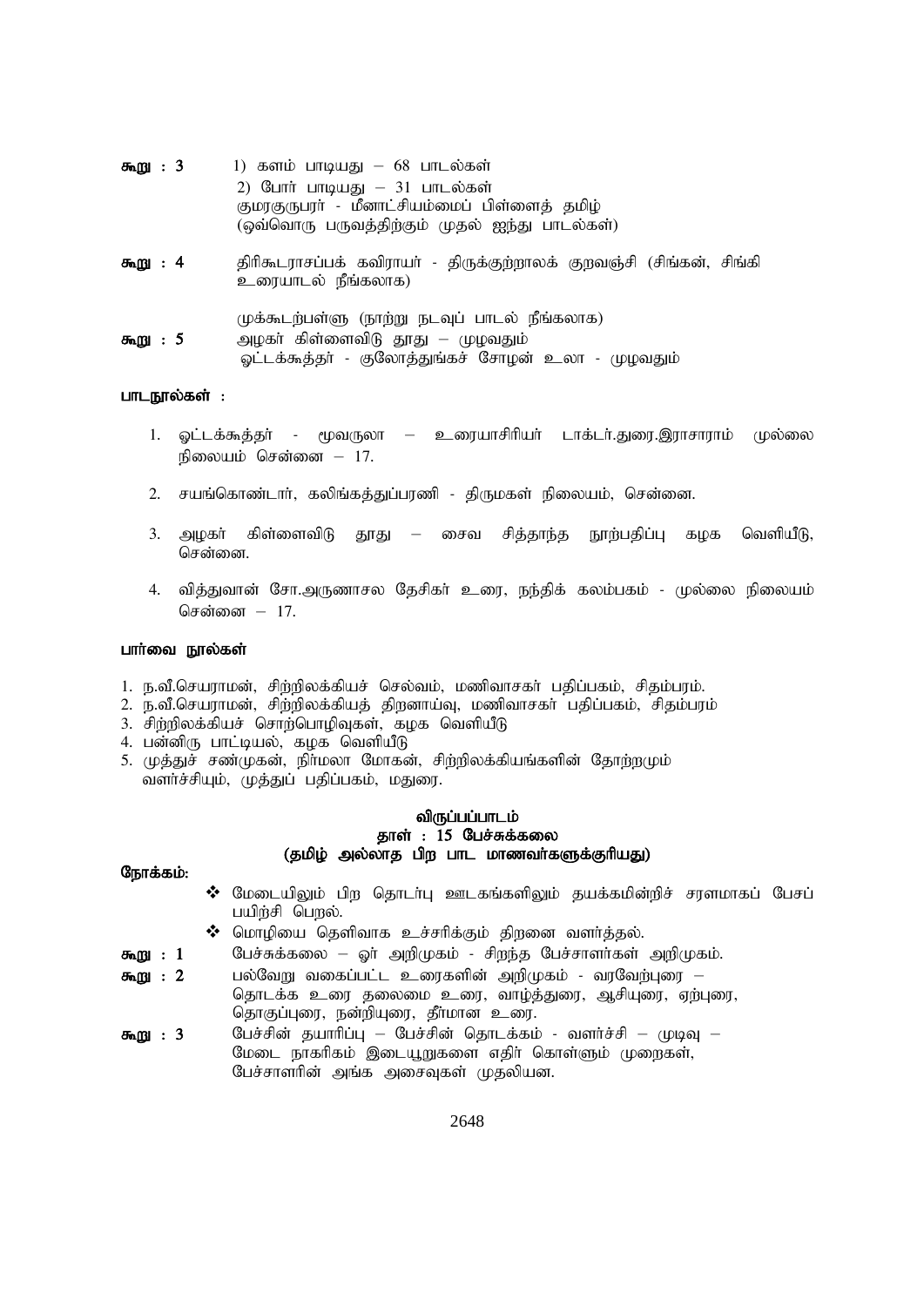**கூறு : 3** 1) களம் பாடியது – 68 பாடல்கள்
2) போர் பாடியது – 31 பாடல்கள்
குமரகுருபரர் - மீனாட்சியம்மைப் பிள்ளைத் தமிழ்
(ஒவ்வொரு பருவத்திற்கும் முதல் ஐந்து பாடல்கள்)

**கூறு : 4** திரிகூடராசப்பக் கவிராயர் - திருக்குற்றாலக் குறவஞ்சி (சிங்கன், சிங்கி உரையாடல் நீங்கலாக)

முக்கூடற்பள்ளு (நாற்று நடவுப் பாடல் நீங்கலாக)

**கூறு : 5** அழகர் கிள்ளைவிடு தூது – முழுவதும்
ஒட்டக்கூத்தர் - குலோத்துங்கச் சோழன் உலா - முழுவதும்

**பாடநூல்கள் :**

1. ஒட்டக்கூத்தர் - மூவருலா – உரையாசிரியர் டாக்டர்.துரை.இராசாராம் முல்லை நிலையம் சென்னை – 17.
2. சயங்கொண்டார், கலிங்கத்துப்பரணி - திருமகள் நிலையம், சென்னை.
3. அழகர் கிள்ளைவிடு தூது – சைவ சித்தாந்த நூற்பதிப்பு கழக வெளியீடு, சென்னை.
4. வித்துவான் சோ.அருணாசல தேசிகர் உரை, நந்திக் கலம்பகம் - முல்லை நிலையம் சென்னை – 17.

**பார்வை நூல்கள்**

1. ந.வீ.செயராமன், சிற்றிலக்கியச் செல்வம், மணிவாசகர் பதிப்பகம், சிதம்பரம்.
2. ந.வீ.செயராமன், சிற்றிலக்கியத் திறனாய்வு, மணிவாசகர் பதிப்பகம், சிதம்பரம்
3. சிற்றிலக்கியச் சொற்பொழிவுகள், கழக வெளியீடு
4. பன்னிரு பாட்டியல், கழக வெளியீடு
5. முத்துச் சண்முகன், நிர்மலா மோகன், சிற்றிலக்கியங்களின் தோற்றமும் வளர்ச்சியும், முத்துப் பதிப்பகம், மதுரை.

## விருப்பப்பாடம்
## தாள் : 15 பேச்சுக்கலை
## (தமிழ் அல்லாத பிற பாட மாணவர்களுக்குரியது)

**நோக்கம்:**

- மேடையிலும் பிற தொடர்பு ஊடகங்களிலும் தயக்கமின்றிச் சரளமாகப் பேசப் பயிற்சி பெறல்.
- மொழியை தெளிவாக உச்சரிக்கும் திறனை வளர்த்தல்.

**கூறு : 1** பேச்சுக்கலை – ஓர் அறிமுகம் - சிறந்த பேச்சாளர்கள் அறிமுகம்.

**கூறு : 2** பல்வேறு வகைப்பட்ட உரைகளின் அறிமுகம் - வரவேற்புரை – தொடக்க உரை தலைமை உரை, வாழ்த்துரை, ஆசியுரை, ஏற்புரை, தொகுப்புரை, நன்றியுரை, தீர்மான உரை.

**கூறு : 3** பேச்சின் தயாரிப்பு – பேச்சின் தொடக்கம் - வளர்ச்சி – முடிவு – மேடை நாகரிகம் இடையூறுகளை எதிர் கொள்ளும் முறைகள், பேச்சாளரின் அங்க அசைவுகள் முதலியன.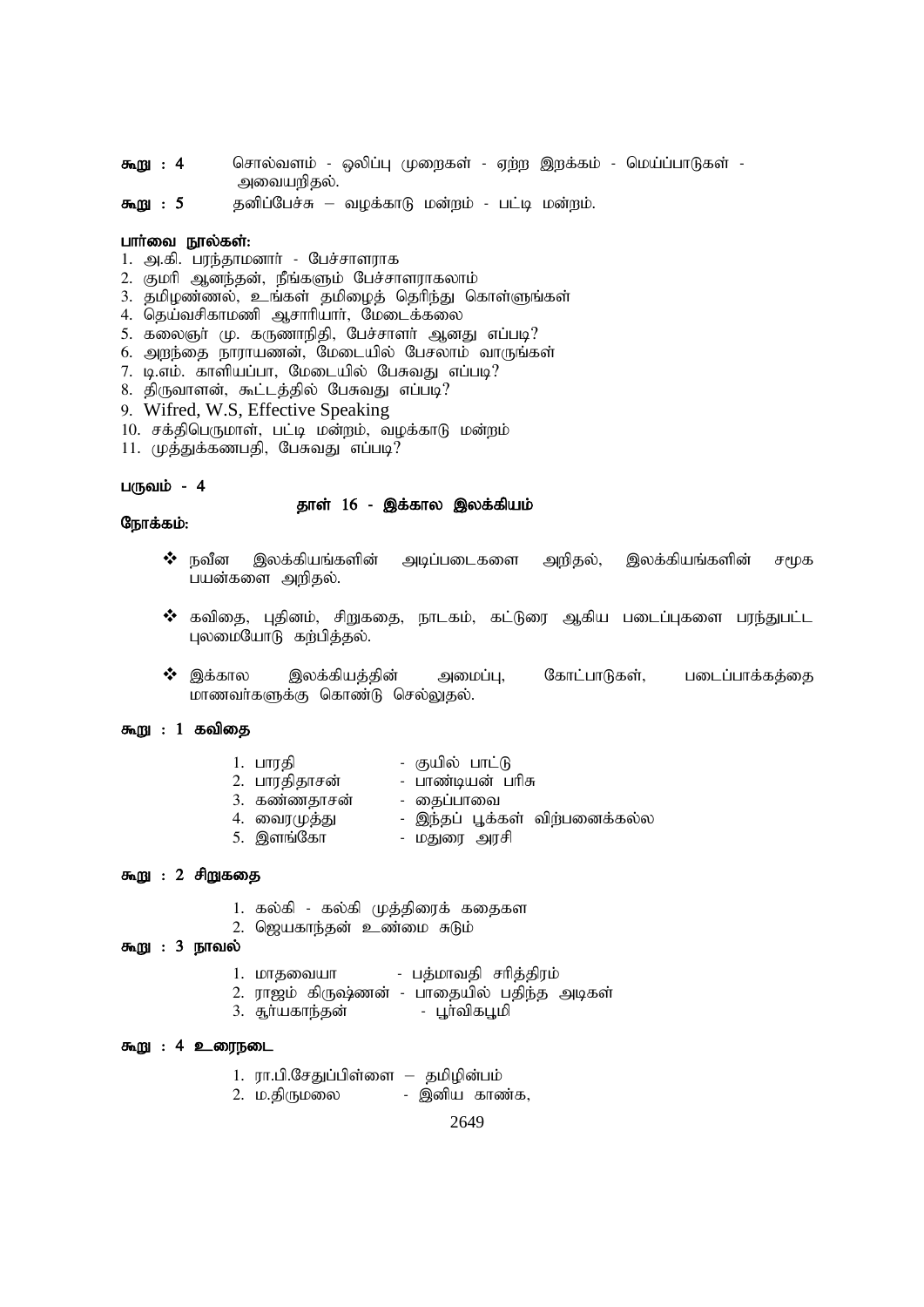**கூறு : 4** சொல்வளம் - ஒலிப்பு முறைகள் - ஏற்ற இறக்கம் - மெய்ப்பாடுகள் - அவையறிதல்.

**கூறு : 5** தனிப்பேச்சு – வழக்காடு மன்றம் - பட்டி மன்றம்.

**பார்வை நூல்கள்:**

1. அ.கி. பரந்தாமனார் - பேச்சாளராக
2. குமரி ஆனந்தன், நீங்களும் பேச்சாளராகலாம்
3. தமிழண்ணல், உங்கள் தமிழைத் தெரிந்து கொள்ளுங்கள்
4. தெய்வசிகாமணி ஆசாரியார், மேடைக்கலை
5. கலைஞர் மு. கருணாநிதி, பேச்சாளர் ஆனது எப்படி?
6. அறந்தை நாராயணன், மேடையில் பேசலாம் வாருங்கள்
7. டி.எம். காளியப்பா, மேடையில் பேசுவது எப்படி?
8. திருவாளன், கூட்டத்தில் பேசுவது எப்படி?
9. Wifred, W.S, Effective Speaking
10. சக்திபெருமாள், பட்டி மன்றம், வழக்காடு மன்றம்
11. முத்துக்கணபதி, பேசுவது எப்படி?

**பருவம் - 4**

## தாள் 16 - இக்கால இலக்கியம்

**நோக்கம்:**

- ❖ நவீன இலக்கியங்களின் அடிப்படைகளை அறிதல், இலக்கியங்களின் சமூக பயன்களை அறிதல்.
- ❖ கவிதை, புதினம், சிறுகதை, நாடகம், கட்டுரை ஆகிய படைப்புகளை பரந்துபட்ட புலமையோடு கற்பித்தல்.
- ❖ இக்கால இலக்கியத்தின் அமைப்பு, கோட்பாடுகள், படைப்பாக்கத்தை மாணவர்களுக்கு கொண்டு செல்லுதல்.

**கூறு : 1 கவிதை**

1. பாரதி - குயில் பாட்டு
2. பாரதிதாசன் - பாண்டியன் பரிசு
3. கண்ணதாசன் - தைப்பாவை
4. வைரமுத்து - இந்தப் பூக்கள் விற்பனைக்கல்ல
5. இளங்கோ - மதுரை அரசி

**கூறு : 2 சிறுகதை**

1. கல்கி - கல்கி முத்திரைக் கதைகள
2. ஜெயகாந்தன் உண்மை சுடும்

**கூறு : 3 நாவல்**

1. மாதவையா - பத்மாவதி சரித்திரம்
2. ராஜம் கிருஷ்ணன் - பாதையில் பதிந்த அடிகள்
3. சூர்யகாந்தன் - பூர்விகபூமி

**கூறு : 4 உரைநடை**

1. ரா.பி.சேதுப்பிள்ளை – தமிழின்பம்
2. ம.திருமலை - இனிய காண்க,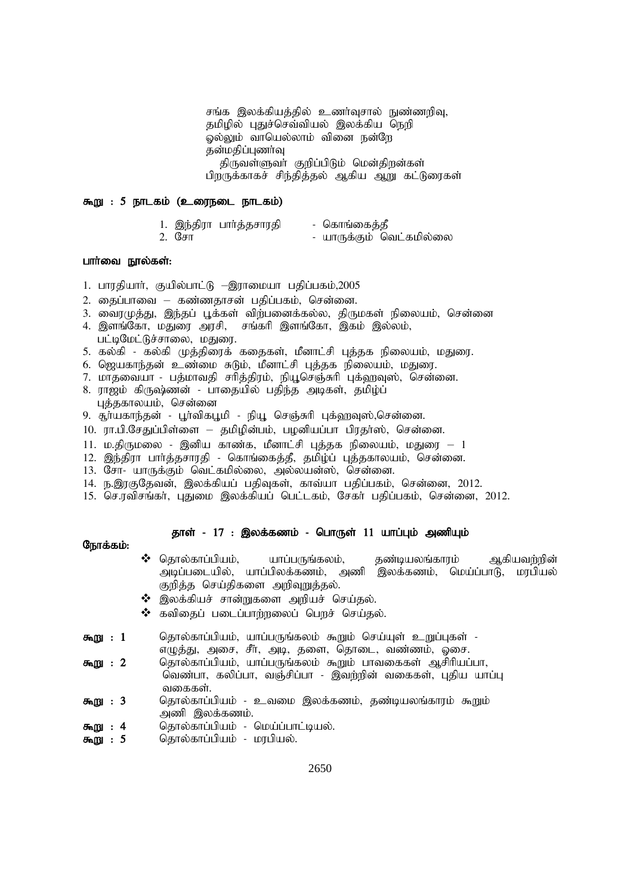சங்க இலக்கியத்தில் உணர்வுசால் நுண்ணறிவு,
தமிழில் புதுச்செவ்வியல் இலக்கிய நெறி
ஒல்லும் வாயெல்லாம் வினை நன்றே
தன்மதிப்புணர்வு
திருவள்ளுவர் குறிப்பிடும் மென்திறன்கள்
பிறருக்காகச் சிந்தித்தல் ஆகிய ஆறு கட்டுரைகள்

**கூறு : 5 நாடகம் (உரைநடை நாடகம்)**

1. இந்திரா பார்த்தசாரதி - கொங்கைத்தீ
2. சோ - யாருக்கும் வெட்கமில்லை

**பார்வை நூல்கள்:**

1. பாரதியார், குயில்பாட்டு –இராமையா பதிப்பகம்,2005
2. தைப்பாவை – கண்ணதாசன் பதிப்பகம், சென்னை.
3. வைரமுத்து, இந்தப் பூக்கள் விற்பனைக்கல்ல, திருமகள் நிலையம், சென்னை
4. இளங்கோ, மதுரை அரசி, சங்கரி இளங்கோ, இகம் இல்லம், பட்டிமேட்டுச்சாலை, மதுரை.
5. கல்கி - கல்கி முத்திரைக் கதைகள், மீனாட்சி புத்தக நிலையம், மதுரை.
6. ஜெயகாந்தன் உண்மை சுடும், மீனாட்சி புத்தக நிலையம், மதுரை.
7. மாதவையா - பத்மாவதி சரித்திரம், நியூசெஞ்சுரி புக்ஹவுஸ், சென்னை.
8. ராஜம் கிருஷ்ணன் - பாதையில் பதிந்த அடிகள், தமிழ்ப் புத்தகாலயம், சென்னை
9. சூர்யகாந்தன் - பூர்விகபூமி - நியூ செஞ்சுரி புக்ஹவுஸ்,சென்னை.
10. ரா.பி.சேதுப்பிள்ளை – தமிழின்பம், பழனியப்பா பிரதர்ஸ், சென்னை.
11. ம.திருமலை - இனிய காண்க, மீனாட்சி புத்தக நிலையம், மதுரை – 1
12. இந்திரா பார்த்தசாரதி - கொங்கைத்தீ, தமிழ்ப் புத்தகாலயம், சென்னை.
13. சோ- யாருக்கும் வெட்கமில்லை, அல்லயன்ஸ், சென்னை.
14. ந.இரகுதேவன், இலக்கியப் பதிவுகள், காவ்யா பதிப்பகம், சென்னை, 2012.
15. செ.ரவிசங்கர், புதுமை இலக்கியப் பெட்டகம், சேகர் பதிப்பகம், சென்னை, 2012.

## தாள் - 17 : இலக்கணம் - பொருள் 11 யாப்பும் அணியும்

**நோக்கம்:**

- தொல்காப்பியம், யாப்பருங்கலம், தண்டியலங்காரம் ஆகியவற்றின் அடிப்படையில், யாப்பிலக்கணம், அணி இலக்கணம், மெய்ப்பாடு, மரபியல் குறித்த செய்திகளை அறிவுறுத்தல்.
- இலக்கியச் சான்றுகளை அறியச் செய்தல்.
- கவிதைப் படைப்பாற்றலைப் பெறச் செய்தல்.

**கூறு : 1** தொல்காப்பியம், யாப்பருங்கலம் கூறும் செய்யுள் உறுப்புகள் - எழுத்து, அசை, சீர், அடி, தளை, தொடை, வண்ணம், ஓசை.

**கூறு : 2** தொல்காப்பியம், யாப்பருங்கலம் கூறும் பாவகைகள் ஆசிரியப்பா, வெண்பா, கலிப்பா, வஞ்சிப்பா - இவற்றின் வகைகள், புதிய யாப்பு வகைகள்.

**கூறு : 3** தொல்காப்பியம் - உவமை இலக்கணம், தண்டியலங்காரம் கூறும் அணி இலக்கணம்.

**கூறு : 4** தொல்காப்பியம் - மெய்ப்பாட்டியல்.

**கூறு : 5** தொல்காப்பியம் - மரபியல்.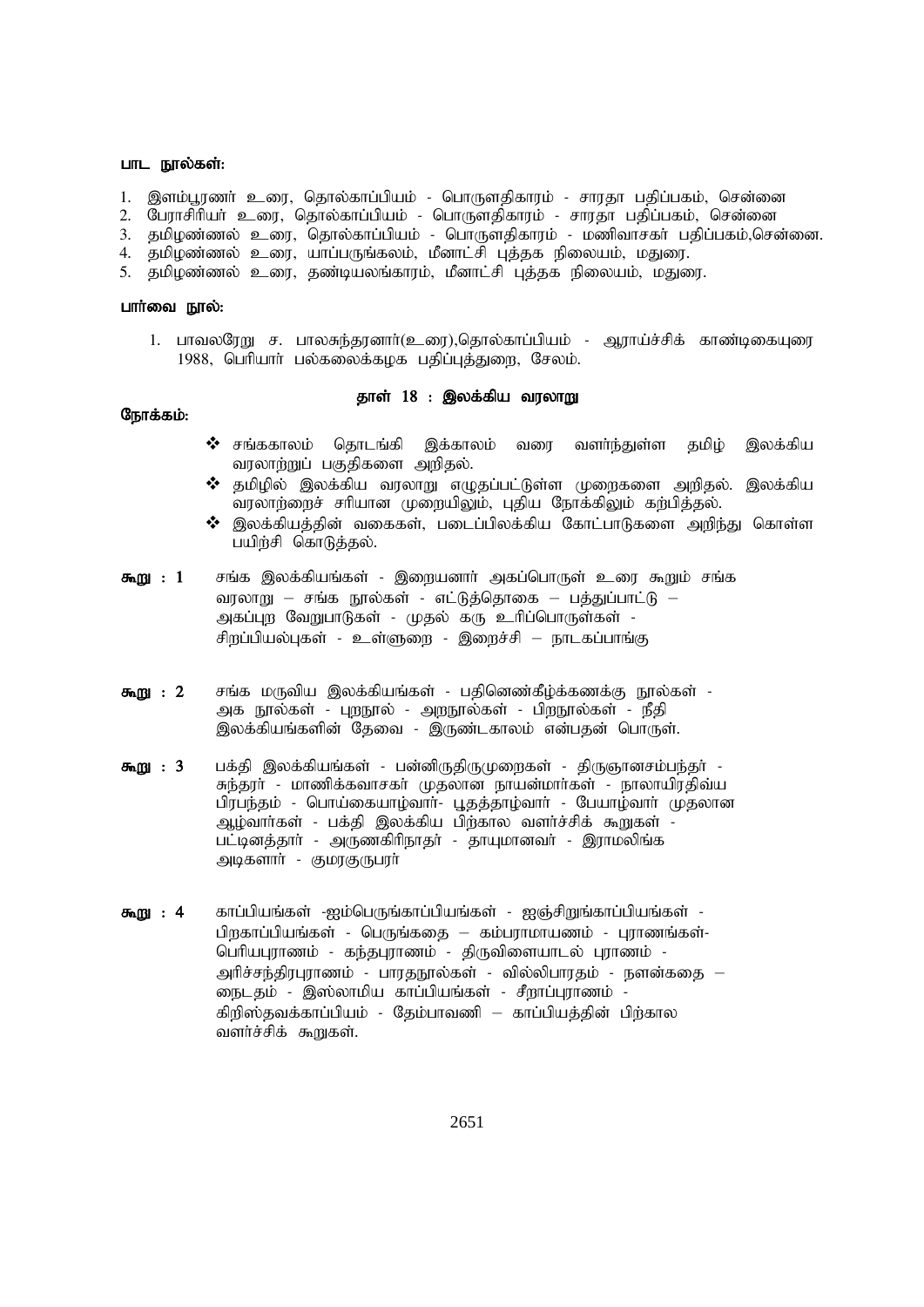**பாட நூல்கள்:**

1. இளம்பூரணர் உரை, தொல்காப்பியம் - பொருளதிகாரம் - சாரதா பதிப்பகம், சென்னை
2. பேராசிரியர் உரை, தொல்காப்பியம் - பொருளதிகாரம் - சாரதா பதிப்பகம், சென்னை
3. தமிழண்ணல் உரை, தொல்காப்பியம் - பொருளதிகாரம் - மணிவாசகர் பதிப்பகம்,சென்னை.
4. தமிழண்ணல் உரை, யாப்பருங்கலம், மீனாட்சி புத்தக நிலையம், மதுரை.
5. தமிழண்ணல் உரை, தண்டியலங்காரம், மீனாட்சி புத்தக நிலையம், மதுரை.

**பார்வை நூல்:**

1. பாவலரேறு ச. பாலசுந்தரனார்(உரை),தொல்காப்பியம் - ஆராய்ச்சிக் காண்டிகையுரை 1988, பெரியார் பல்கலைக்கழக பதிப்புத்துறை, சேலம்.

## தாள் 18 : இலக்கிய வரலாறு

**நோக்கம்:**

- ❖ சங்ககாலம் தொடங்கி இக்காலம் வரை வளர்ந்துள்ள தமிழ் இலக்கிய வரலாற்றுப் பகுதிகளை அறிதல்.
- ❖ தமிழில் இலக்கிய வரலாறு எழுதப்பட்டுள்ள முறைகளை அறிதல். இலக்கிய வரலாற்றைச் சரியான முறையிலும், புதிய நோக்கிலும் கற்பித்தல்.
- ❖ இலக்கியத்தின் வகைகள், படைப்பிலக்கிய கோட்பாடுகளை அறிந்து கொள்ள பயிற்சி கொடுத்தல்.

**கூறு : 1** சங்க இலக்கியங்கள் - இறையனார் அகப்பொருள் உரை கூறும் சங்க வரலாறு – சங்க நூல்கள் - எட்டுத்தொகை – பத்துப்பாட்டு – அகப்புற வேறுபாடுகள் - முதல் கரு உரிப்பொருள்கள் - சிறப்பியல்புகள் - உள்ளுறை - இறைச்சி – நாடகப்பாங்கு

**கூறு : 2** சங்க மருவிய இலக்கியங்கள் - பதினெண்கீழ்க்கணக்கு நூல்கள் - அக நூல்கள் - புறநூல் - அறநூல்கள் - பிறநூல்கள் - நீதி இலக்கியங்களின் தேவை - இருண்டகாலம் என்பதன் பொருள்.

**கூறு : 3** பக்தி இலக்கியங்கள் - பன்னிருதிருமுறைகள் - திருஞானசம்பந்தர் - சுந்தரர் - மாணிக்கவாசகர் முதலான நாயன்மார்கள் - நாலாயிரதிவ்ய பிரபந்தம் - பொய்கையாழ்வார்- பூதத்தாழ்வார் - பேயாழ்வார் முதலான ஆழ்வார்கள் - பக்தி இலக்கிய பிற்கால வளர்ச்சிக் கூறுகள் - பட்டினத்தார் - அருணகிரிநாதர் - தாயுமானவர் - இராமலிங்க அடிகளார் - குமரகுருபரர்

**கூறு : 4** காப்பியங்கள் -ஐம்பெருங்காப்பியங்கள் - ஐஞ்சிறுங்காப்பியங்கள் - பிறகாப்பியங்கள் - பெருங்கதை – கம்பராமாயணம் - புராணங்கள்- பெரியபுராணம் - கந்தபுராணம் - திருவிளையாடல் புராணம் - அரிச்சந்திரபுராணம் - பாரதநூல்கள் - வில்லிபாரதம் - நளன்கதை – நைடதம் - இஸ்லாமிய காப்பியங்கள் - சீறாப்புராணம் - கிறிஸ்தவக்காப்பியம் - தேம்பாவணி – காப்பியத்தின் பிற்கால வளர்ச்சிக் கூறுகள்.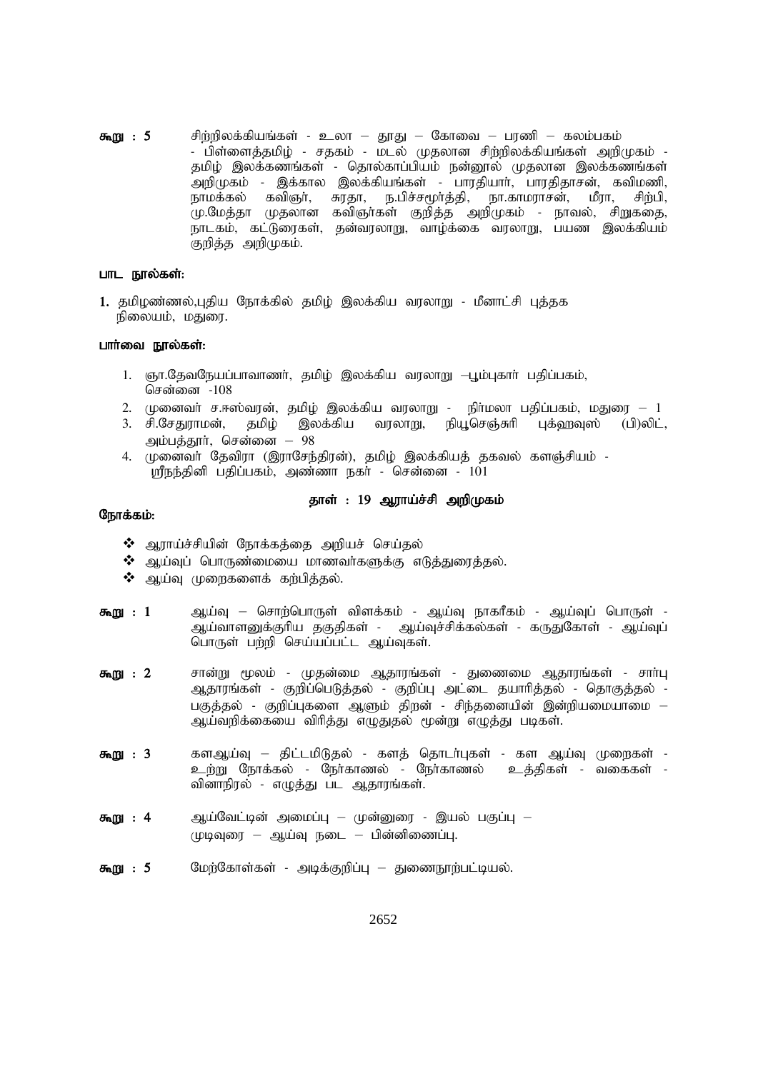**கூறு : 5** சிற்றிலக்கியங்கள் - உலா – தூது – கோவை – பரணி – கலம்பகம் - பிள்ளைத்தமிழ் - சதகம் - மடல் முதலான சிற்றிலக்கியங்கள் அறிமுகம் - தமிழ் இலக்கணங்கள் - தொல்காப்பியம் நன்னூல் முதலான இலக்கணங்கள் அறிமுகம் - இக்கால இலக்கியங்கள் - பாரதியார், பாரதிதாசன், கவிமணி, நாமக்கல் கவிஞர், சுரதா, ந.பிச்சமூர்த்தி, நா.காமராசன், மீரா, சிற்பி, மு.மேத்தா முதலான கவிஞர்கள் குறித்த அறிமுகம் - நாவல், சிறுகதை, நாடகம், கட்டுரைகள், தன்வரலாறு, வாழ்க்கை வரலாறு, பயண இலக்கியம் குறித்த அறிமுகம்.

**பாட நூல்கள்:**

1. தமிழண்ணல்,புதிய நோக்கில் தமிழ் இலக்கிய வரலாறு - மீனாட்சி புத்தக நிலையம், மதுரை.

**பார்வை நூல்கள்:**

1. ஞா.தேவநேயப்பாவாணர், தமிழ் இலக்கிய வரலாறு –பூம்புகார் பதிப்பகம், சென்னை -108
2. முனைவர் ச.ஈஸ்வரன், தமிழ் இலக்கிய வரலாறு - நிர்மலா பதிப்பகம், மதுரை – 1
3. சி.சேதுராமன், தமிழ் இலக்கிய வரலாறு, நியூசெஞ்சுரி புக்ஹவுஸ் (பி)லிட், அம்பத்தூர், சென்னை – 98
4. முனைவர் தேவிரா (இராசேந்திரன்), தமிழ் இலக்கியத் தகவல் களஞ்சியம் - ஸ்ரீநந்தினி பதிப்பகம், அண்ணா நகர் - சென்னை - 101

## தாள் : 19 ஆராய்ச்சி அறிமுகம்

**நோக்கம்:**

- ஆராய்ச்சியின் நோக்கத்தை அறியச் செய்தல்
- ஆய்வுப் பொருண்மையை மாணவர்களுக்கு எடுத்துரைத்தல்.
- ஆய்வு முறைகளைக் கற்பித்தல்.

**கூறு : 1** ஆய்வு – சொற்பொருள் விளக்கம் - ஆய்வு நாகரீகம் - ஆய்வுப் பொருள் - ஆய்வாளனுக்குரிய தகுதிகள் - ஆய்வுச்சிக்கல்கள் - கருதுகோள் - ஆய்வுப் பொருள் பற்றி செய்யப்பட்ட ஆய்வுகள்.

**கூறு : 2** சான்று மூலம் - முதன்மை ஆதாரங்கள் - துணைமை ஆதாரங்கள் - சார்பு ஆதாரங்கள் - குறிப்பெடுத்தல் - குறிப்பு அட்டை தயாரித்தல் - தொகுத்தல் - பகுத்தல் - குறிப்புகளை ஆளும் திறன் - சிந்தனையின் இன்றியமையாமை – ஆய்வறிக்கையை விரித்து எழுதுதல் மூன்று எழுத்து படிகள்.

**கூறு : 3** களஆய்வு – திட்டமிடுதல் - களத் தொடர்புகள் - கள ஆய்வு முறைகள் - உற்று நோக்கல் - நேர்காணல் - நேர்காணல் உத்திகள் - வகைகள் - வினாநிரல் - எழுத்து பட ஆதாரங்கள்.

**கூறு : 4** ஆய்வேட்டின் அமைப்பு – முன்னுரை - இயல் பகுப்பு – முடிவுரை – ஆய்வு நடை – பின்னிணைப்பு.

**கூறு : 5** மேற்கோள்கள் - அடிக்குறிப்பு – துணைநூற்பட்டியல்.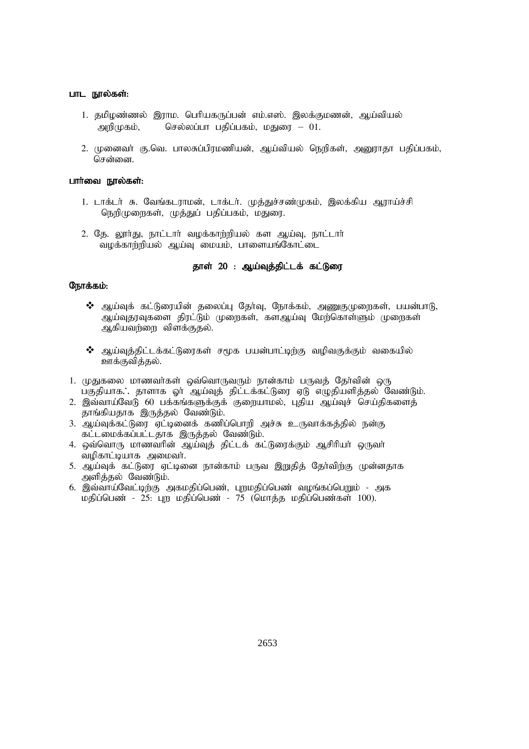**பாட நூல்கள்:**

1. தமிழண்ணல் இராம. பெரியகருப்பன் எம்.எஸ். இலக்குமணன், ஆய்வியல் அறிமுகம், செல்லப்பா பதிப்பகம், மதுரை – 01.

2. முனைவர் கு.வெ. பாலசுப்பிரமணியன், ஆய்வியல் நெறிகள், அனுராதா பதிப்பகம், சென்னை.

**பார்வை நூல்கள்:**

1. டாக்டர் சு. வேங்கடராமன், டாக்டர். முத்துச்சண்முகம், இலக்கிய ஆராய்ச்சி நெறிமுறைகள், முத்துப் பதிப்பகம், மதுரை.

2. தே. லூர்து, நாட்டார் வழக்காற்றியல் கள ஆய்வு, நாட்டார் வழக்காற்றியல் ஆய்வு மையம், பாளையங்கோட்டை

## தாள் 20 : ஆய்வுத்திட்டக் கட்டுரை

**நோக்கம்:**

- ஆய்வுக் கட்டுரையின் தலைப்பு தேர்வு, நோக்கம், அணுகுமுறைகள், பயன்பாடு, ஆய்வுதரவுகளை திரட்டும் முறைகள், களஆய்வு மேற்கொள்ளும் முறைகள் ஆகியவற்றை விளக்குதல்.

- ஆய்வுத்திட்டக்கட்டுரைகள் சமூக பயன்பாட்டிற்கு வழிவகுக்கும் வகையில் ஊக்குவித்தல்.

1. முதுகலை மாணவர்கள் ஒவ்வொருவரும் நான்காம் பருவத் தேர்வின் ஒரு பகுதியாக.∴ தாளாக ஓர் ஆய்வுத் திட்டக்கட்டுரை ஏடு எழுதியளித்தல் வேண்டும்.
2. இவ்வாய்வேடு 60 பக்கங்களுக்குக் குறையாமல், புதிய ஆய்வுச் செய்திகளைத் தாங்கியதாக இருத்தல் வேண்டும்.
3. ஆய்வுக்கட்டுரை ஏட்டினைக் கணிப்பொறி அச்சு உருவாக்கத்தில் நன்கு கட்டமைக்கப்பட்டதாக இருத்தல் வேண்டும்.
4. ஒவ்வொரு மாணவரின் ஆய்வுத் திட்டக் கட்டுரைக்கும் ஆசிரியர் ஒருவர் வழிகாட்டியாக அமைவர்.
5. ஆய்வுக் கட்டுரை ஏட்டினை நான்காம் பருவ இறுதித் தேர்விற்கு முன்னதாக அளித்தல் வேண்டும்.
6. இவ்வாய்வேட்டிற்கு அகமதிப்பெண், புறமதிப்பெண் வழங்கப்பெறும் - அக மதிப்பெண் - 25: புற மதிப்பெண் - 75 (மொத்த மதிப்பெண்கள் 100).